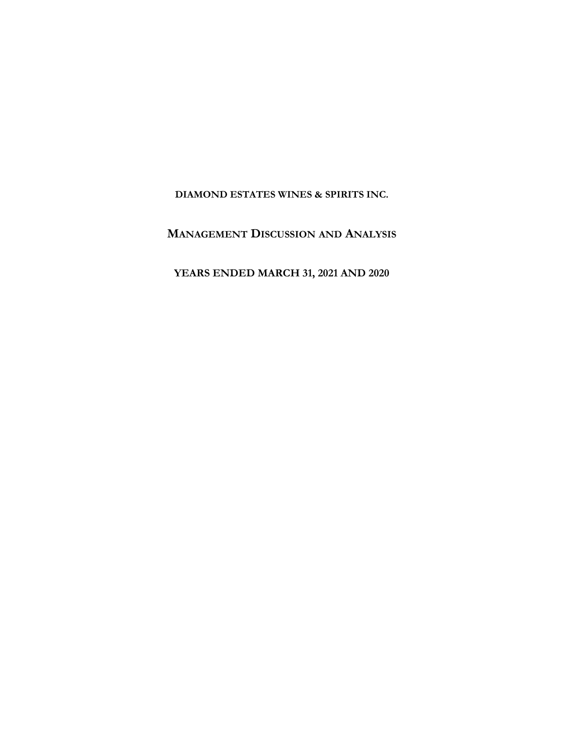**DIAMOND ESTATES WINES & SPIRITS INC.**

# MANAGEMENT DISCUSSION AND ANALYSIS

**YEARS ENDED MARCH 31, 2021 AND 2020**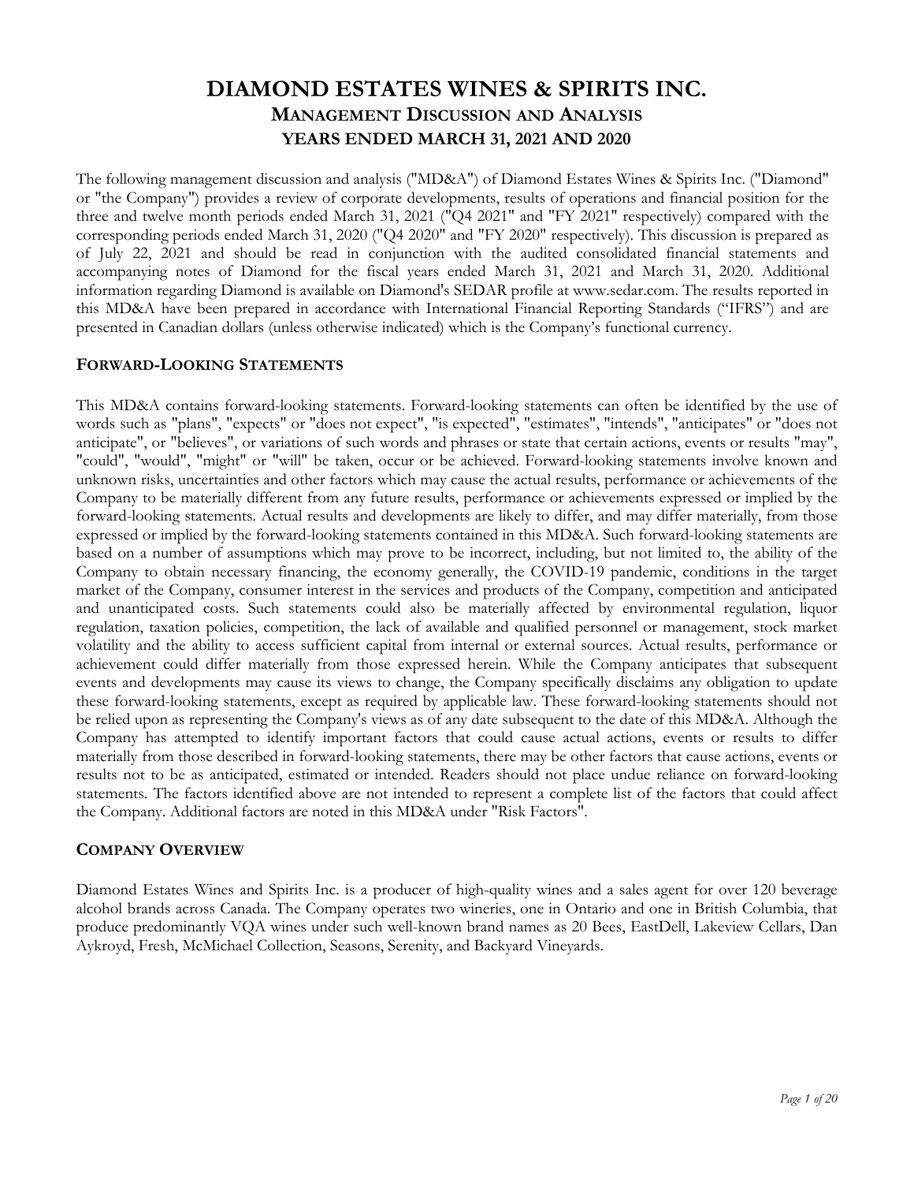# DIAMOND ESTATES WINES & SPIRITS INC.

## MANAGEMENT DISCUSSION AND ANALYSIS

## YEARS ENDED MARCH 31, 2021 AND 2020

The following management discussion and analysis ("MD&A") of Diamond Estates Wines & Spirits Inc. ("Diamond" or "the Company") provides a review of corporate developments, results of operations and financial position for the three and twelve month periods ended March 31, 2021 ("Q4 2021" and "FY 2021" respectively) compared with the corresponding periods ended March 31, 2020 ("Q4 2020" and "FY 2020" respectively). This discussion is prepared as of July 22, 2021 and should be read in conjunction with the audited consolidated financial statements and accompanying notes of Diamond for the fiscal years ended March 31, 2021 and March 31, 2020. Additional information regarding Diamond is available on Diamond's SEDAR profile at www.sedar.com. The results reported in this MD&A have been prepared in accordance with International Financial Reporting Standards ("IFRS") and are presented in Canadian dollars (unless otherwise indicated) which is the Company's functional currency.

### FORWARD-LOOKING STATEMENTS

This MD&A contains forward-looking statements. Forward-looking statements can often be identified by the use of words such as "plans", "expects" or "does not expect", "is expected", "estimates", "intends", "anticipates" or "does not anticipate", or "believes", or variations of such words and phrases or state that certain actions, events or results "may", "could", "would", "might" or "will" be taken, occur or be achieved. Forward-looking statements involve known and unknown risks, uncertainties and other factors which may cause the actual results, performance or achievements of the Company to be materially different from any future results, performance or achievements expressed or implied by the forward-looking statements. Actual results and developments are likely to differ, and may differ materially, from those expressed or implied by the forward-looking statements contained in this MD&A. Such forward-looking statements are based on a number of assumptions which may prove to be incorrect, including, but not limited to, the ability of the Company to obtain necessary financing, the economy generally, the COVID-19 pandemic, conditions in the target market of the Company, consumer interest in the services and products of the Company, competition and anticipated and unanticipated costs. Such statements could also be materially affected by environmental regulation, liquor regulation, taxation policies, competition, the lack of available and qualified personnel or management, stock market volatility and the ability to access sufficient capital from internal or external sources. Actual results, performance or achievement could differ materially from those expressed herein. While the Company anticipates that subsequent events and developments may cause its views to change, the Company specifically disclaims any obligation to update these forward-looking statements, except as required by applicable law. These forward-looking statements should not be relied upon as representing the Company's views as of any date subsequent to the date of this MD&A. Although the Company has attempted to identify important factors that could cause actual actions, events or results to differ materially from those described in forward-looking statements, there may be other factors that cause actions, events or results not to be as anticipated, estimated or intended. Readers should not place undue reliance on forward-looking statements. The factors identified above are not intended to represent a complete list of the factors that could affect the Company. Additional factors are noted in this MD&A under "Risk Factors".

### COMPANY OVERVIEW

Diamond Estates Wines and Spirits Inc. is a producer of high-quality wines and a sales agent for over 120 beverage alcohol brands across Canada. The Company operates two wineries, one in Ontario and one in British Columbia, that produce predominantly VQA wines under such well-known brand names as 20 Bees, EastDell, Lakeview Cellars, Dan Aykroyd, Fresh, McMichael Collection, Seasons, Serenity, and Backyard Vineyards.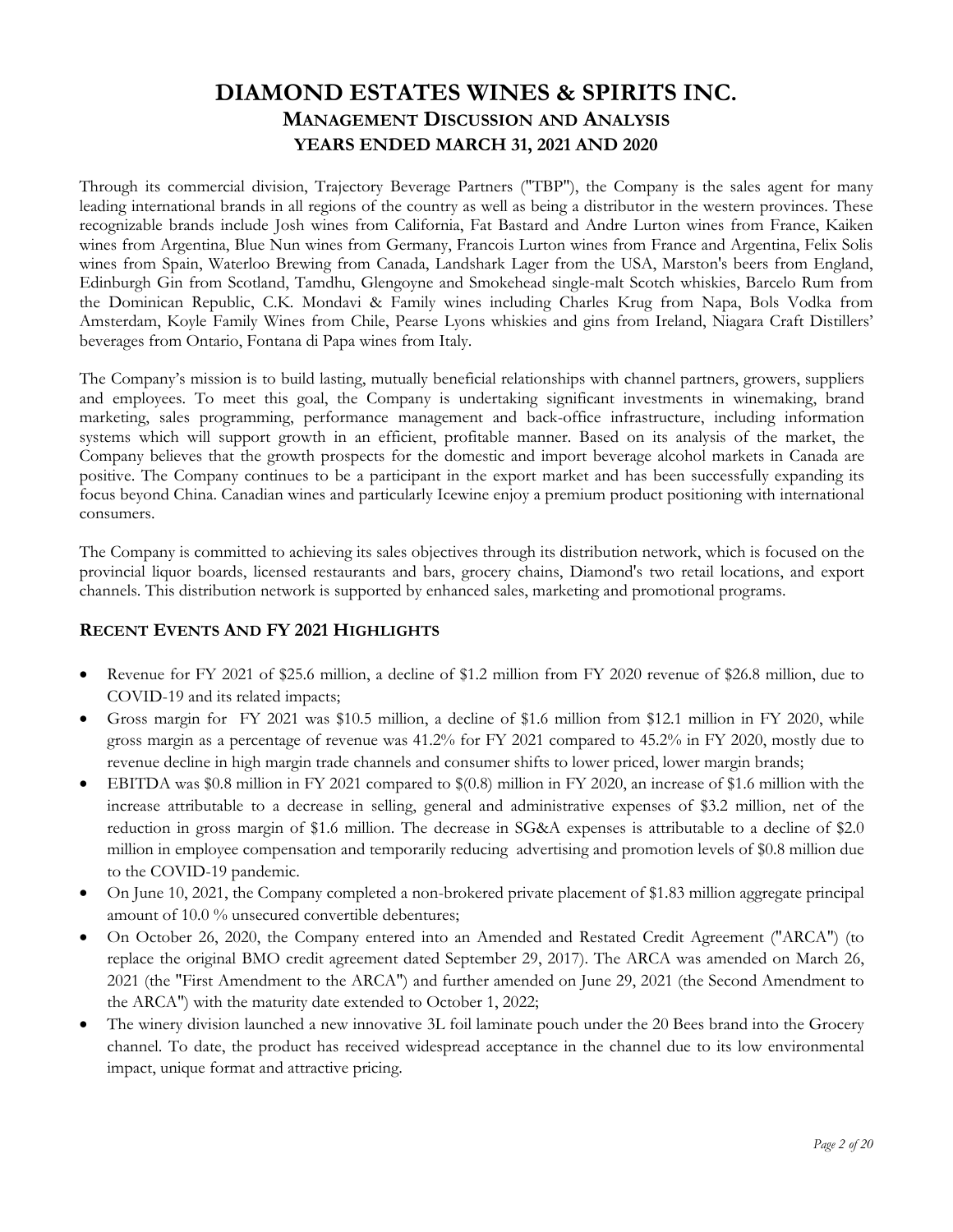# DIAMOND ESTATES WINES & SPIRITS INC.

## MANAGEMENT DISCUSSION AND ANALYSIS

### YEARS ENDED MARCH 31, 2021 AND 2020

Through its commercial division, Trajectory Beverage Partners ("TBP"), the Company is the sales agent for many leading international brands in all regions of the country as well as being a distributor in the western provinces. These recognizable brands include Josh wines from California, Fat Bastard and Andre Lurton wines from France, Kaiken wines from Argentina, Blue Nun wines from Germany, Francois Lurton wines from France and Argentina, Felix Solis wines from Spain, Waterloo Brewing from Canada, Landshark Lager from the USA, Marston's beers from England, Edinburgh Gin from Scotland, Tamdhu, Glengoyne and Smokehead single-malt Scotch whiskies, Barcelo Rum from the Dominican Republic, C.K. Mondavi & Family wines including Charles Krug from Napa, Bols Vodka from Amsterdam, Koyle Family Wines from Chile, Pearse Lyons whiskies and gins from Ireland, Niagara Craft Distillers' beverages from Ontario, Fontana di Papa wines from Italy.

The Company's mission is to build lasting, mutually beneficial relationships with channel partners, growers, suppliers and employees. To meet this goal, the Company is undertaking significant investments in winemaking, brand marketing, sales programming, performance management and back-office infrastructure, including information systems which will support growth in an efficient, profitable manner. Based on its analysis of the market, the Company believes that the growth prospects for the domestic and import beverage alcohol markets in Canada are positive. The Company continues to be a participant in the export market and has been successfully expanding its focus beyond China. Canadian wines and particularly Icewine enjoy a premium product positioning with international consumers.

The Company is committed to achieving its sales objectives through its distribution network, which is focused on the provincial liquor boards, licensed restaurants and bars, grocery chains, Diamond's two retail locations, and export channels. This distribution network is supported by enhanced sales, marketing and promotional programs.

## RECENT EVENTS AND FY 2021 HIGHLIGHTS

- Revenue for FY 2021 of $25.6 million, a decline of $1.2 million from FY 2020 revenue of $26.8 million, due to COVID-19 and its related impacts;
- Gross margin for FY 2021 was $10.5 million, a decline of $1.6 million from $12.1 million in FY 2020, while gross margin as a percentage of revenue was 41.2% for FY 2021 compared to 45.2% in FY 2020, mostly due to revenue decline in high margin trade channels and consumer shifts to lower priced, lower margin brands;
- EBITDA was $0.8 million in FY 2021 compared to $(0.8) million in FY 2020, an increase of $1.6 million with the increase attributable to a decrease in selling, general and administrative expenses of $3.2 million, net of the reduction in gross margin of $1.6 million. The decrease in SG&A expenses is attributable to a decline of $2.0 million in employee compensation and temporarily reducing advertising and promotion levels of $0.8 million due to the COVID-19 pandemic.
- On June 10, 2021, the Company completed a non-brokered private placement of $1.83 million aggregate principal amount of 10.0 % unsecured convertible debentures;
- On October 26, 2020, the Company entered into an Amended and Restated Credit Agreement ("ARCA") (to replace the original BMO credit agreement dated September 29, 2017). The ARCA was amended on March 26, 2021 (the "First Amendment to the ARCA") and further amended on June 29, 2021 (the Second Amendment to the ARCA") with the maturity date extended to October 1, 2022;
- The winery division launched a new innovative 3L foil laminate pouch under the 20 Bees brand into the Grocery channel. To date, the product has received widespread acceptance in the channel due to its low environmental impact, unique format and attractive pricing.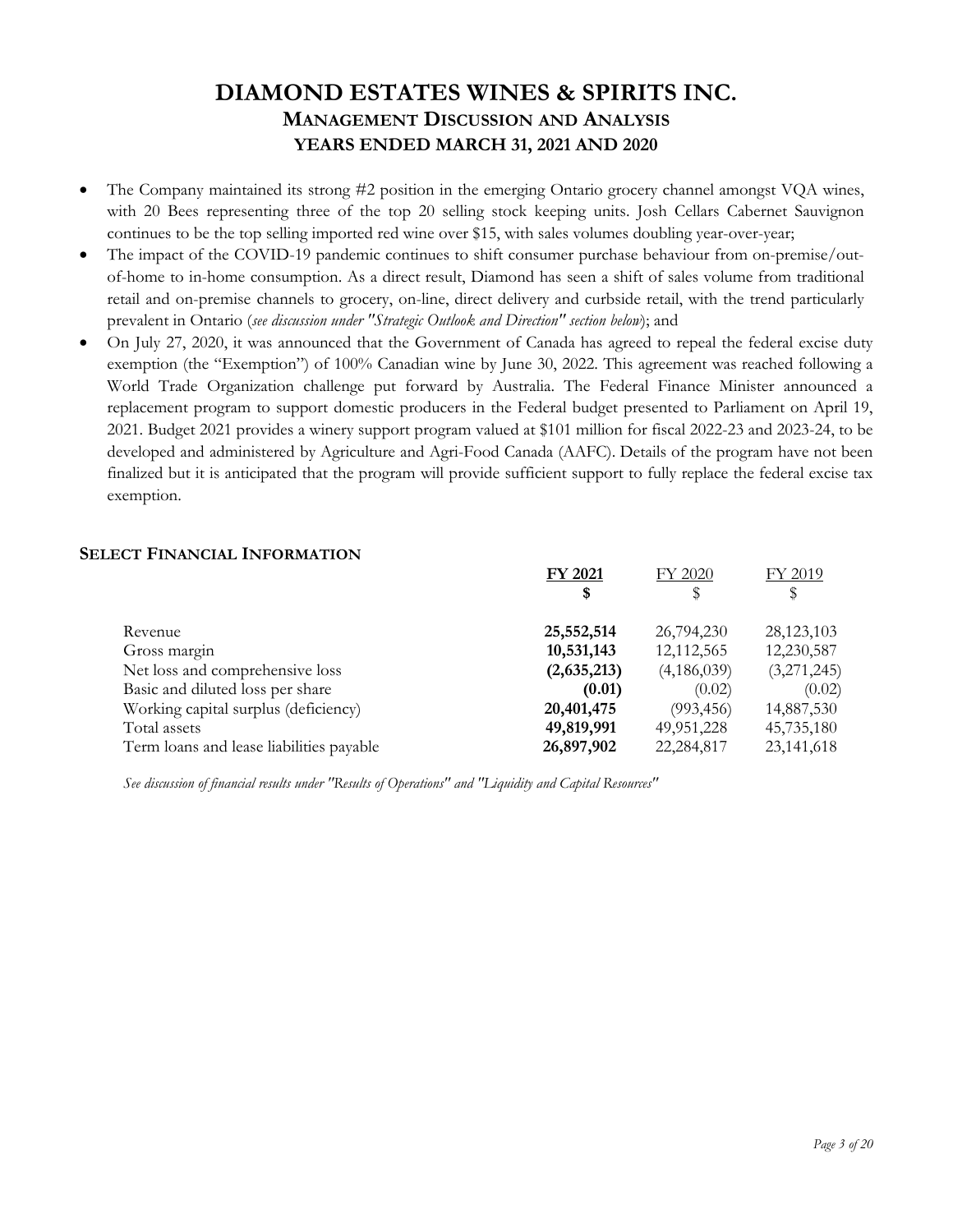- The Company maintained its strong #2 position in the emerging Ontario grocery channel amongst VQA wines, with 20 Bees representing three of the top 20 selling stock keeping units. Josh Cellars Cabernet Sauvignon continues to be the top selling imported red wine over $15, with sales volumes doubling year-over-year;
- The impact of the COVID-19 pandemic continues to shift consumer purchase behaviour from on-premise/out-of-home to in-home consumption. As a direct result, Diamond has seen a shift of sales volume from traditional retail and on-premise channels to grocery, on-line, direct delivery and curbside retail, with the trend particularly prevalent in Ontario (*see discussion under "Strategic Outlook and Direction" section below*); and
- On July 27, 2020, it was announced that the Government of Canada has agreed to repeal the federal excise duty exemption (the "Exemption") of 100% Canadian wine by June 30, 2022. This agreement was reached following a World Trade Organization challenge put forward by Australia. The Federal Finance Minister announced a replacement program to support domestic producers in the Federal budget presented to Parliament on April 19, 2021. Budget 2021 provides a winery support program valued at $101 million for fiscal 2022-23 and 2023-24, to be developed and administered by Agriculture and Agri-Food Canada (AAFC). Details of the program have not been finalized but it is anticipated that the program will provide sufficient support to fully replace the federal excise tax exemption.

## SELECT FINANCIAL INFORMATION

| | **FY 2021** | FY 2020 | FY 2019 |
|---|---|---|---|
| | **$** | $ | $ |
| Revenue | **25,552,514** | 26,794,230 | 28,123,103 |
| Gross margin | **10,531,143** | 12,112,565 | 12,230,587 |
| Net loss and comprehensive loss | **(2,635,213)** | (4,186,039) | (3,271,245) |
| Basic and diluted loss per share | **(0.01)** | (0.02) | (0.02) |
| Working capital surplus (deficiency) | **20,401,475** | (993,456) | 14,887,530 |
| Total assets | **49,819,991** | 49,951,228 | 45,735,180 |
| Term loans and lease liabilities payable | **26,897,902** | 22,284,817 | 23,141,618 |

*See discussion of financial results under "Results of Operations" and "Liquidity and Capital Resources"*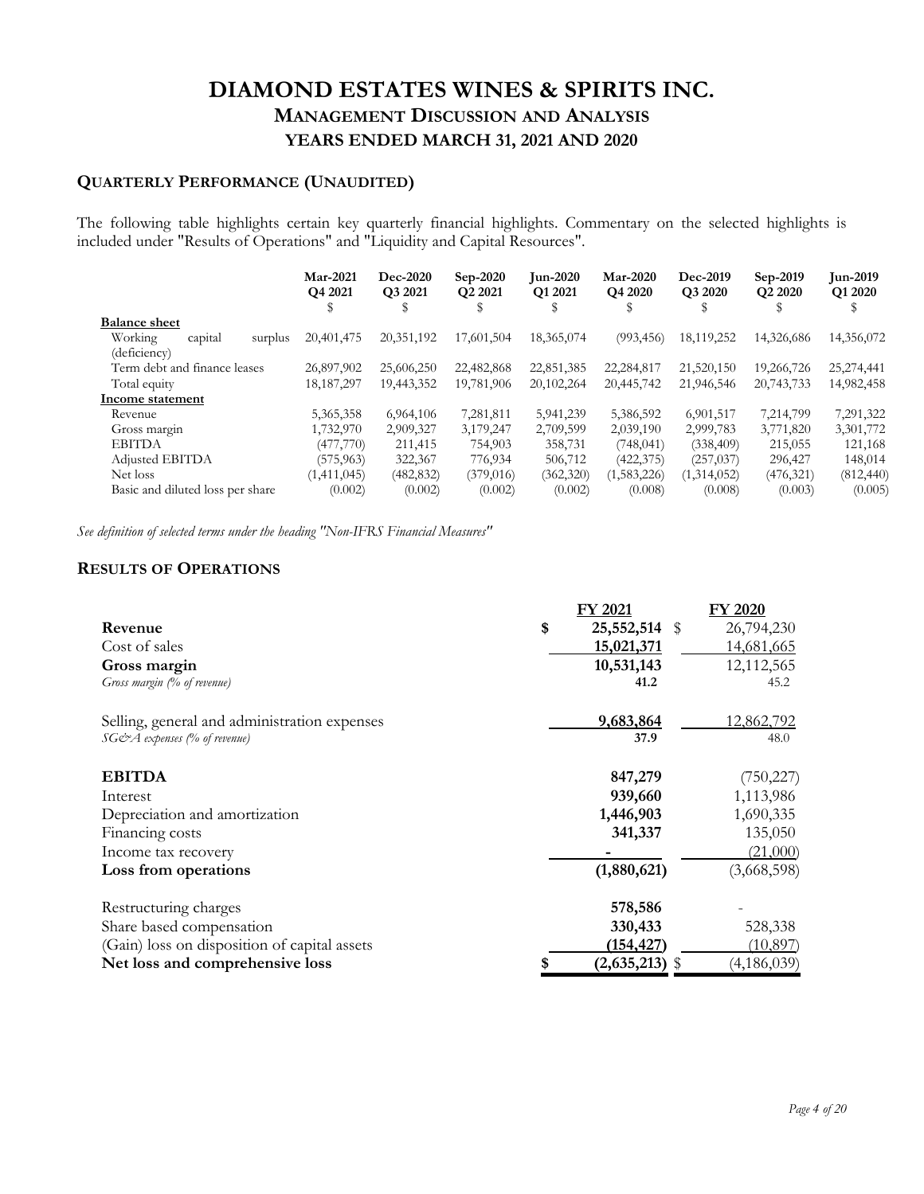# DIAMOND ESTATES WINES & SPIRITS INC.
## MANAGEMENT DISCUSSION AND ANALYSIS
## YEARS ENDED MARCH 31, 2021 AND 2020

### QUARTERLY PERFORMANCE (UNAUDITED)

The following table highlights certain key quarterly financial highlights. Commentary on the selected highlights is included under "Results of Operations" and "Liquidity and Capital Resources".

| | Mar-2021 Q4 2021 $ | Dec-2020 Q3 2021 $ | Sep-2020 Q2 2021 $ | Jun-2020 Q1 2021 $ | Mar-2020 Q4 2020 $ | Dec-2019 Q3 2020 $ | Sep-2019 Q2 2020 $ | Jun-2019 Q1 2020 $ |
|---|---|---|---|---|---|---|---|---|
| **Balance sheet** | | | | | | | | |
| Working capital surplus (deficiency) | 20,401,475 | 20,351,192 | 17,601,504 | 18,365,074 | (993,456) | 18,119,252 | 14,326,686 | 14,356,072 |
| Term debt and finance leases | 26,897,902 | 25,606,250 | 22,482,868 | 22,851,385 | 22,284,817 | 21,520,150 | 19,266,726 | 25,274,441 |
| Total equity | 18,187,297 | 19,443,352 | 19,781,906 | 20,102,264 | 20,445,742 | 21,946,546 | 20,743,733 | 14,982,458 |
| **Income statement** | | | | | | | | |
| Revenue | 5,365,358 | 6,964,106 | 7,281,811 | 5,941,239 | 5,386,592 | 6,901,517 | 7,214,799 | 7,291,322 |
| Gross margin | 1,732,970 | 2,909,327 | 3,179,247 | 2,709,599 | 2,039,190 | 2,999,783 | 3,771,820 | 3,301,772 |
| EBITDA | (477,770) | 211,415 | 754,903 | 358,731 | (748,041) | (338,409) | 215,055 | 121,168 |
| Adjusted EBITDA | (575,963) | 322,367 | 776,934 | 506,712 | (422,375) | (257,037) | 296,427 | 148,014 |
| Net loss | (1,411,045) | (482,832) | (379,016) | (362,320) | (1,583,226) | (1,314,052) | (476,321) | (812,440) |
| Basic and diluted loss per share | (0.002) | (0.002) | (0.002) | (0.002) | (0.008) | (0.008) | (0.003) | (0.005) |

*See definition of selected terms under the heading "Non-IFRS Financial Measures"*

### RESULTS OF OPERATIONS

| | FY 2021 | FY 2020 |
|---|---|---|
| **Revenue** | **$ 25,552,514** | $ 26,794,230 |
| Cost of sales | **15,021,371** | 14,681,665 |
| **Gross margin** | **10,531,143** | 12,112,565 |
| *Gross margin (% of revenue)* | **41.2** | 45.2 |
| Selling, general and administration expenses | **9,683,864** | 12,862,792 |
| *SG&A expenses (% of revenue)* | **37.9** | 48.0 |
| **EBITDA** | **847,279** | (750,227) |
| Interest | **939,660** | 1,113,986 |
| Depreciation and amortization | **1,446,903** | 1,690,335 |
| Financing costs | **341,337** | 135,050 |
| Income tax recovery | **-** | (21,000) |
| **Loss from operations** | **(1,880,621)** | (3,668,598) |
| Restructuring charges | **578,586** | - |
| Share based compensation | **330,433** | 528,338 |
| (Gain) loss on disposition of capital assets | **(154,427)** | (10,897) |
| **Net loss and comprehensive loss** | **$ (2,635,213)** | $ (4,186,039) |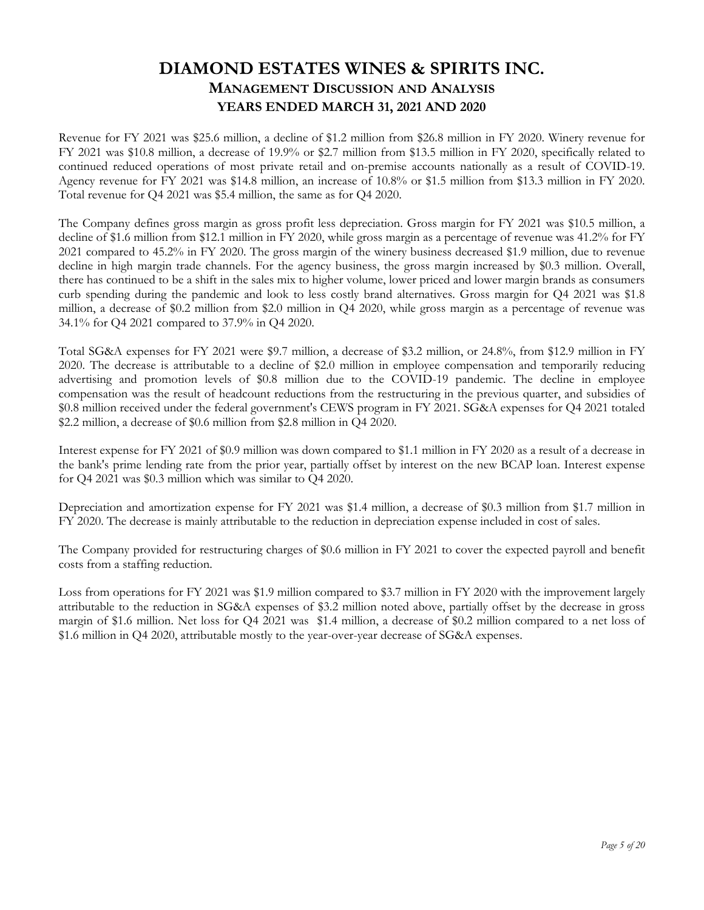# DIAMOND ESTATES WINES & SPIRITS INC.

## MANAGEMENT DISCUSSION AND ANALYSIS

### YEARS ENDED MARCH 31, 2021 AND 2020

Revenue for FY 2021 was $25.6 million, a decline of $1.2 million from $26.8 million in FY 2020. Winery revenue for FY 2021 was $10.8 million, a decrease of 19.9% or $2.7 million from $13.5 million in FY 2020, specifically related to continued reduced operations of most private retail and on-premise accounts nationally as a result of COVID-19. Agency revenue for FY 2021 was $14.8 million, an increase of 10.8% or $1.5 million from $13.3 million in FY 2020. Total revenue for Q4 2021 was $5.4 million, the same as for Q4 2020.

The Company defines gross margin as gross profit less depreciation. Gross margin for FY 2021 was $10.5 million, a decline of $1.6 million from $12.1 million in FY 2020, while gross margin as a percentage of revenue was 41.2% for FY 2021 compared to 45.2% in FY 2020. The gross margin of the winery business decreased $1.9 million, due to revenue decline in high margin trade channels. For the agency business, the gross margin increased by $0.3 million. Overall, there has continued to be a shift in the sales mix to higher volume, lower priced and lower margin brands as consumers curb spending during the pandemic and look to less costly brand alternatives. Gross margin for Q4 2021 was $1.8 million, a decrease of $0.2 million from $2.0 million in Q4 2020, while gross margin as a percentage of revenue was 34.1% for Q4 2021 compared to 37.9% in Q4 2020.

Total SG&A expenses for FY 2021 were $9.7 million, a decrease of $3.2 million, or 24.8%, from $12.9 million in FY 2020. The decrease is attributable to a decline of $2.0 million in employee compensation and temporarily reducing advertising and promotion levels of $0.8 million due to the COVID-19 pandemic. The decline in employee compensation was the result of headcount reductions from the restructuring in the previous quarter, and subsidies of $0.8 million received under the federal government's CEWS program in FY 2021. SG&A expenses for Q4 2021 totaled $2.2 million, a decrease of $0.6 million from $2.8 million in Q4 2020.

Interest expense for FY 2021 of $0.9 million was down compared to $1.1 million in FY 2020 as a result of a decrease in the bank's prime lending rate from the prior year, partially offset by interest on the new BCAP loan. Interest expense for Q4 2021 was $0.3 million which was similar to Q4 2020.

Depreciation and amortization expense for FY 2021 was $1.4 million, a decrease of $0.3 million from $1.7 million in FY 2020. The decrease is mainly attributable to the reduction in depreciation expense included in cost of sales.

The Company provided for restructuring charges of $0.6 million in FY 2021 to cover the expected payroll and benefit costs from a staffing reduction.

Loss from operations for FY 2021 was $1.9 million compared to $3.7 million in FY 2020 with the improvement largely attributable to the reduction in SG&A expenses of $3.2 million noted above, partially offset by the decrease in gross margin of $1.6 million. Net loss for Q4 2021 was $1.4 million, a decrease of $0.2 million compared to a net loss of $1.6 million in Q4 2020, attributable mostly to the year-over-year decrease of SG&A expenses.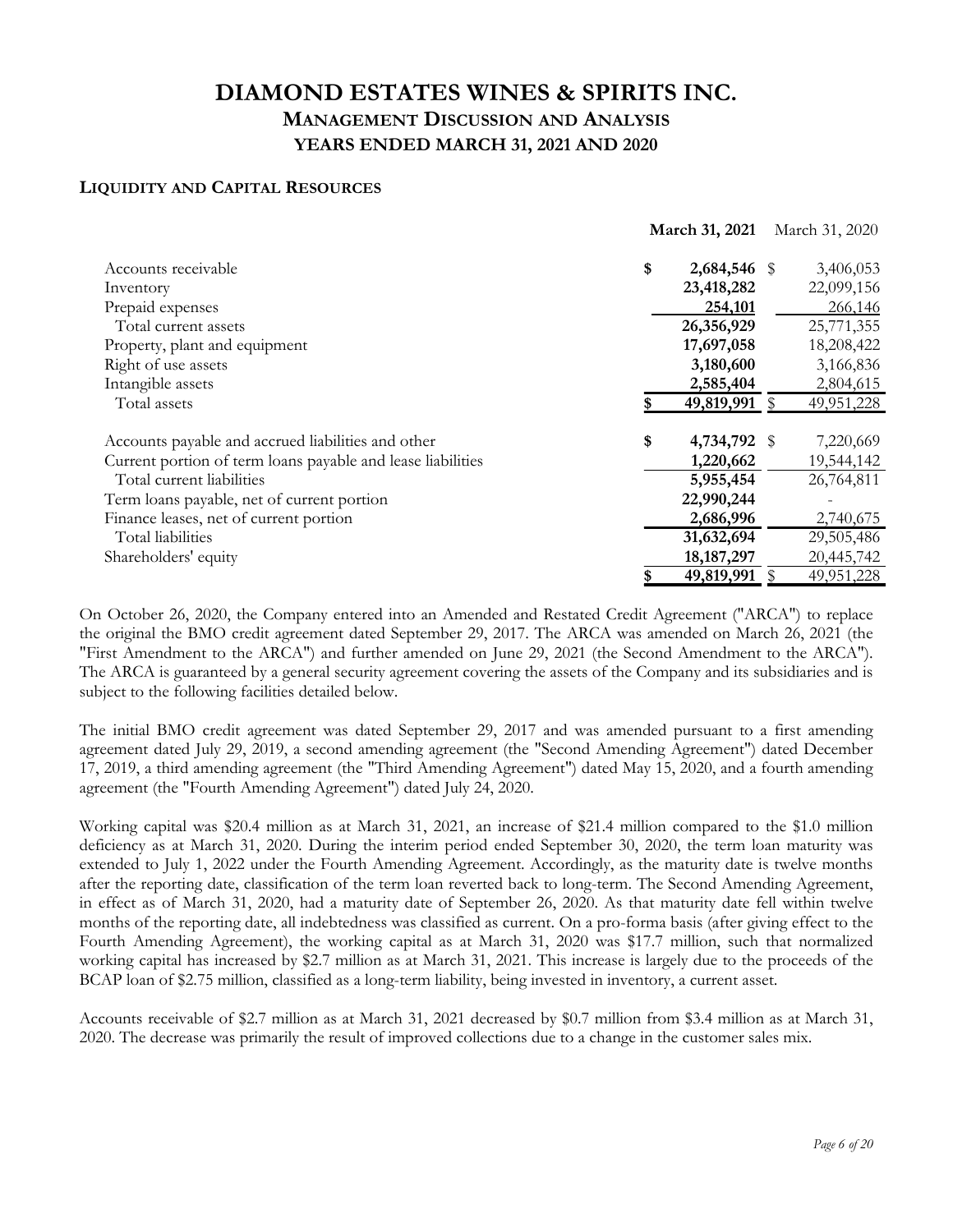# DIAMOND ESTATES WINES & SPIRITS INC.

## MANAGEMENT DISCUSSION AND ANALYSIS

### YEARS ENDED MARCH 31, 2021 AND 2020

### LIQUIDITY AND CAPITAL RESOURCES

| | March 31, 2021 | March 31, 2020 |
|---|---|---|
| Accounts receivable | $ 2,684,546 | $ 3,406,053 |
| Inventory | 23,418,282 | 22,099,156 |
| Prepaid expenses | 254,101 | 266,146 |
| Total current assets | 26,356,929 | 25,771,355 |
| Property, plant and equipment | 17,697,058 | 18,208,422 |
| Right of use assets | 3,180,600 | 3,166,836 |
| Intangible assets | 2,585,404 | 2,804,615 |
| Total assets | $ 49,819,991 | $ 49,951,228 |
| | | |
| Accounts payable and accrued liabilities and other | $ 4,734,792 | $ 7,220,669 |
| Current portion of term loans payable and lease liabilities | 1,220,662 | 19,544,142 |
| Total current liabilities | 5,955,454 | 26,764,811 |
| Term loans payable, net of current portion | 22,990,244 | - |
| Finance leases, net of current portion | 2,686,996 | 2,740,675 |
| Total liabilities | 31,632,694 | 29,505,486 |
| Shareholders' equity | 18,187,297 | 20,445,742 |
| | $ 49,819,991 | $ 49,951,228 |

On October 26, 2020, the Company entered into an Amended and Restated Credit Agreement ("ARCA") to replace the original the BMO credit agreement dated September 29, 2017. The ARCA was amended on March 26, 2021 (the "First Amendment to the ARCA") and further amended on June 29, 2021 (the Second Amendment to the ARCA"). The ARCA is guaranteed by a general security agreement covering the assets of the Company and its subsidiaries and is subject to the following facilities detailed below.

The initial BMO credit agreement was dated September 29, 2017 and was amended pursuant to a first amending agreement dated July 29, 2019, a second amending agreement (the "Second Amending Agreement") dated December 17, 2019, a third amending agreement (the "Third Amending Agreement") dated May 15, 2020, and a fourth amending agreement (the "Fourth Amending Agreement") dated July 24, 2020.

Working capital was $20.4 million as at March 31, 2021, an increase of $21.4 million compared to the $1.0 million deficiency as at March 31, 2020. During the interim period ended September 30, 2020, the term loan maturity was extended to July 1, 2022 under the Fourth Amending Agreement. Accordingly, as the maturity date is twelve months after the reporting date, classification of the term loan reverted back to long-term. The Second Amending Agreement, in effect as of March 31, 2020, had a maturity date of September 26, 2020. As that maturity date fell within twelve months of the reporting date, all indebtedness was classified as current. On a pro-forma basis (after giving effect to the Fourth Amending Agreement), the working capital as at March 31, 2020 was $17.7 million, such that normalized working capital has increased by $2.7 million as at March 31, 2021. This increase is largely due to the proceeds of the BCAP loan of $2.75 million, classified as a long-term liability, being invested in inventory, a current asset.

Accounts receivable of $2.7 million as at March 31, 2021 decreased by $0.7 million from $3.4 million as at March 31, 2020. The decrease was primarily the result of improved collections due to a change in the customer sales mix.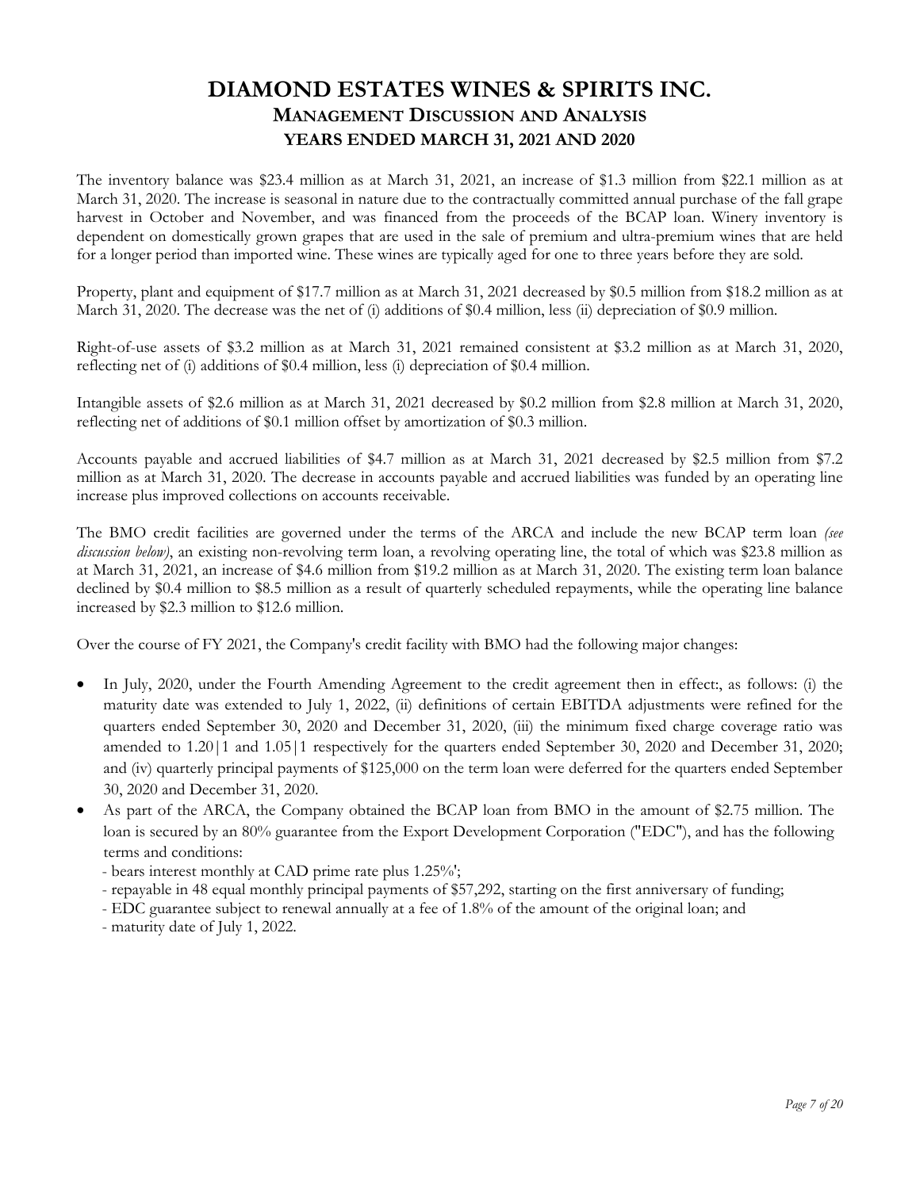The inventory balance was $23.4 million as at March 31, 2021, an increase of $1.3 million from $22.1 million as at March 31, 2020. The increase is seasonal in nature due to the contractually committed annual purchase of the fall grape harvest in October and November, and was financed from the proceeds of the BCAP loan. Winery inventory is dependent on domestically grown grapes that are used in the sale of premium and ultra-premium wines that are held for a longer period than imported wine. These wines are typically aged for one to three years before they are sold.

Property, plant and equipment of $17.7 million as at March 31, 2021 decreased by $0.5 million from $18.2 million as at March 31, 2020. The decrease was the net of (i) additions of $0.4 million, less (ii) depreciation of $0.9 million.

Right-of-use assets of $3.2 million as at March 31, 2021 remained consistent at $3.2 million as at March 31, 2020, reflecting net of (i) additions of $0.4 million, less (i) depreciation of $0.4 million.

Intangible assets of $2.6 million as at March 31, 2021 decreased by $0.2 million from $2.8 million at March 31, 2020, reflecting net of additions of $0.1 million offset by amortization of $0.3 million.

Accounts payable and accrued liabilities of $4.7 million as at March 31, 2021 decreased by $2.5 million from $7.2 million as at March 31, 2020. The decrease in accounts payable and accrued liabilities was funded by an operating line increase plus improved collections on accounts receivable.

The BMO credit facilities are governed under the terms of the ARCA and include the new BCAP term loan *(see discussion below)*, an existing non-revolving term loan, a revolving operating line, the total of which was $23.8 million as at March 31, 2021, an increase of $4.6 million from $19.2 million as at March 31, 2020. The existing term loan balance declined by $0.4 million to $8.5 million as a result of quarterly scheduled repayments, while the operating line balance increased by $2.3 million to $12.6 million.

Over the course of FY 2021, the Company's credit facility with BMO had the following major changes:

- In July, 2020, under the Fourth Amending Agreement to the credit agreement then in effect:, as follows: (i) the maturity date was extended to July 1, 2022, (ii) definitions of certain EBITDA adjustments were refined for the quarters ended September 30, 2020 and December 31, 2020, (iii) the minimum fixed charge coverage ratio was amended to 1.20|1 and 1.05|1 respectively for the quarters ended September 30, 2020 and December 31, 2020; and (iv) quarterly principal payments of $125,000 on the term loan were deferred for the quarters ended September 30, 2020 and December 31, 2020.
- As part of the ARCA, the Company obtained the BCAP loan from BMO in the amount of $2.75 million. The loan is secured by an 80% guarantee from the Export Development Corporation ("EDC"), and has the following terms and conditions:
  - bears interest monthly at CAD prime rate plus 1.25%';
  - repayable in 48 equal monthly principal payments of $57,292, starting on the first anniversary of funding;
  - EDC guarantee subject to renewal annually at a fee of 1.8% of the amount of the original loan; and
  - maturity date of July 1, 2022.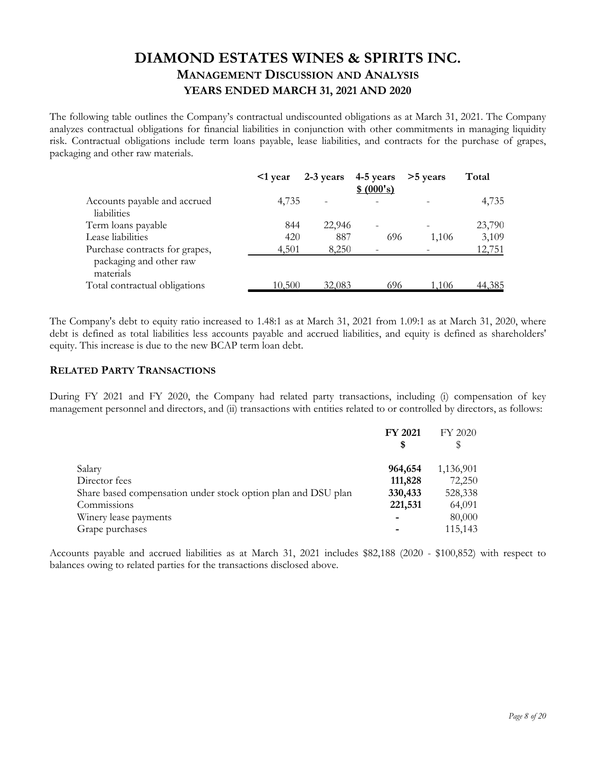The following table outlines the Company's contractual undiscounted obligations as at March 31, 2021. The Company analyzes contractual obligations for financial liabilities in conjunction with other commitments in managing liquidity risk. Contractual obligations include term loans payable, lease liabilities, and contracts for the purchase of grapes, packaging and other raw materials.

| | <1 year | 2-3 years | 4-5 years | >5 years | Total |
|---|---|---|---|---|---|
| | | | $ (000's) | | |
| Accounts payable and accrued liabilities | 4,735 | - | - | - | 4,735 |
| Term loans payable | 844 | 22,946 | - | - | 23,790 |
| Lease liabilities | 420 | 887 | 696 | 1,106 | 3,109 |
| Purchase contracts for grapes, packaging and other raw materials | 4,501 | 8,250 | - | - | 12,751 |
| Total contractual obligations | 10,500 | 32,083 | 696 | 1,106 | 44,385 |

The Company's debt to equity ratio increased to 1.48:1 as at March 31, 2021 from 1.09:1 as at March 31, 2020, where debt is defined as total liabilities less accounts payable and accrued liabilities, and equity is defined as shareholders' equity. This increase is due to the new BCAP term loan debt.

## RELATED PARTY TRANSACTIONS

During FY 2021 and FY 2020, the Company had related party transactions, including (i) compensation of key management personnel and directors, and (ii) transactions with entities related to or controlled by directors, as follows:

| | **FY 2021** | FY 2020 |
|---|---|---|
| | **$** | $ |
| Salary | **964,654** | 1,136,901 |
| Director fees | **111,828** | 72,250 |
| Share based compensation under stock option plan and DSU plan | **330,433** | 528,338 |
| Commissions | **221,531** | 64,091 |
| Winery lease payments | **-** | 80,000 |
| Grape purchases | **-** | 115,143 |

Accounts payable and accrued liabilities as at March 31, 2021 includes $82,188 (2020 - $100,852) with respect to balances owing to related parties for the transactions disclosed above.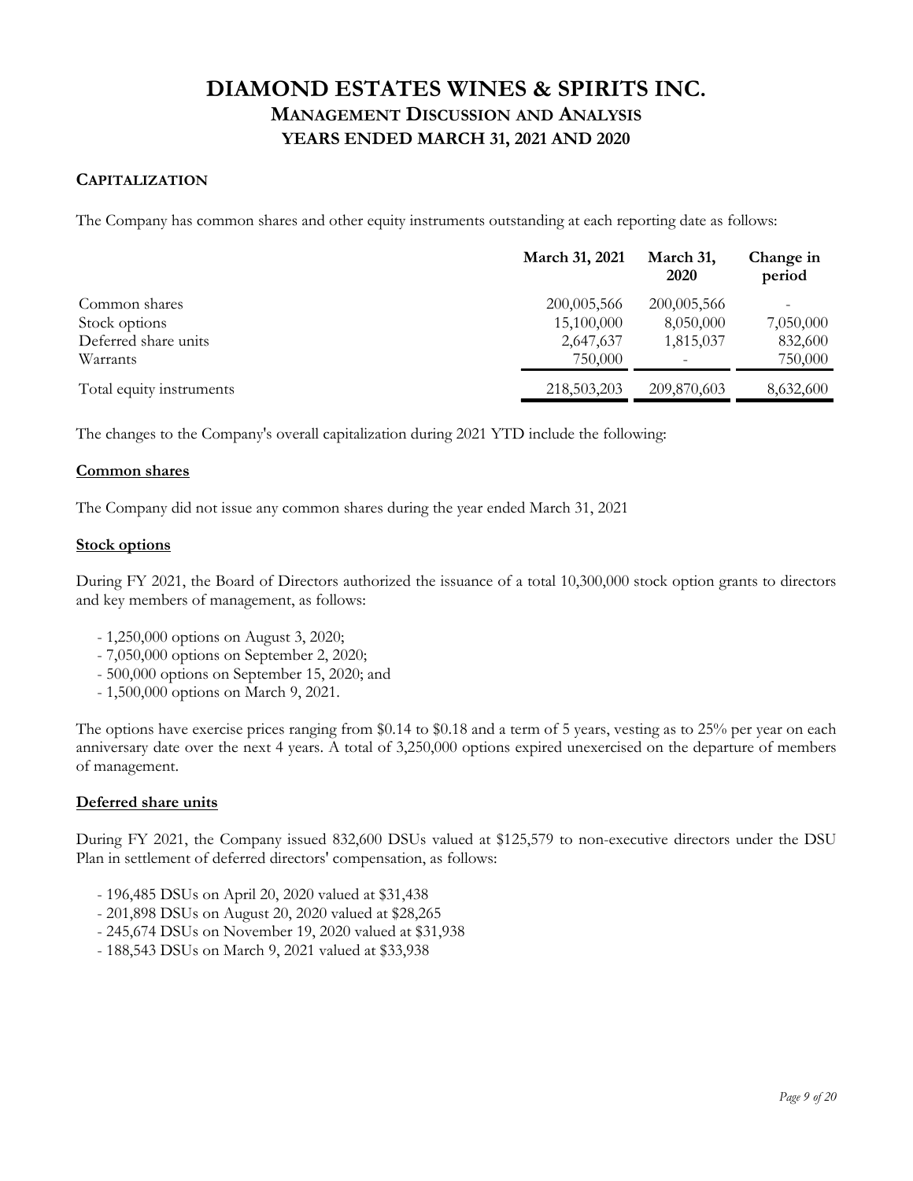# DIAMOND ESTATES WINES & SPIRITS INC.
## MANAGEMENT DISCUSSION AND ANALYSIS
## YEARS ENDED MARCH 31, 2021 AND 2020

### CAPITALIZATION

The Company has common shares and other equity instruments outstanding at each reporting date as follows:

| | March 31, 2021 | March 31, 2020 | Change in period |
|---|---|---|---|
| Common shares | 200,005,566 | 200,005,566 | - |
| Stock options | 15,100,000 | 8,050,000 | 7,050,000 |
| Deferred share units | 2,647,637 | 1,815,037 | 832,600 |
| Warrants | 750,000 | - | 750,000 |
| Total equity instruments | 218,503,203 | 209,870,603 | 8,632,600 |

The changes to the Company's overall capitalization during 2021 YTD include the following:

**Common shares**

The Company did not issue any common shares during the year ended March 31, 2021

**Stock options**

During FY 2021, the Board of Directors authorized the issuance of a total 10,300,000 stock option grants to directors and key members of management, as follows:

- 1,250,000 options on August 3, 2020;
- 7,050,000 options on September 2, 2020;
- 500,000 options on September 15, 2020; and
- 1,500,000 options on March 9, 2021.

The options have exercise prices ranging from $0.14 to $0.18 and a term of 5 years, vesting as to 25% per year on each anniversary date over the next 4 years. A total of 3,250,000 options expired unexercised on the departure of members of management.

**Deferred share units**

During FY 2021, the Company issued 832,600 DSUs valued at $125,579 to non-executive directors under the DSU Plan in settlement of deferred directors' compensation, as follows:

- 196,485 DSUs on April 20, 2020 valued at $31,438
- 201,898 DSUs on August 20, 2020 valued at $28,265
- 245,674 DSUs on November 19, 2020 valued at $31,938
- 188,543 DSUs on March 9, 2021 valued at $33,938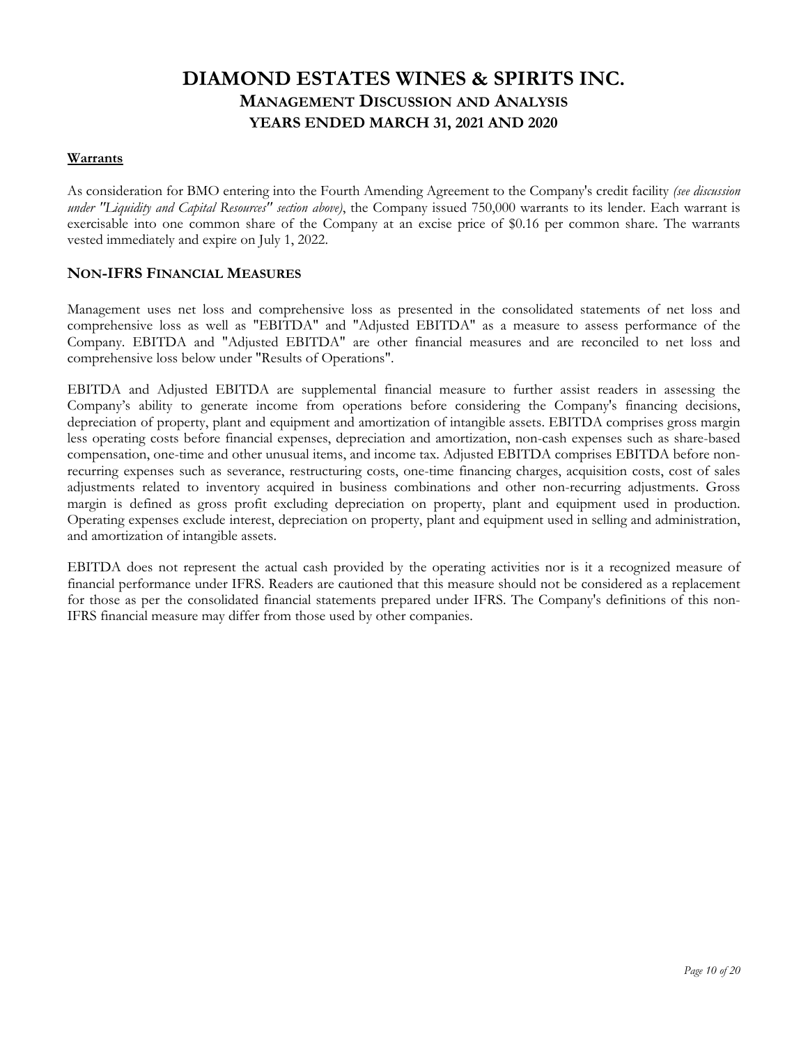#### <u>Warrants</u>

As consideration for BMO entering into the Fourth Amending Agreement to the Company's credit facility *(see discussion under "Liquidity and Capital Resources" section above)*, the Company issued 750,000 warrants to its lender. Each warrant is exercisable into one common share of the Company at an excise price of $0.16 per common share. The warrants vested immediately and expire on July 1, 2022.

## NON-IFRS FINANCIAL MEASURES

Management uses net loss and comprehensive loss as presented in the consolidated statements of net loss and comprehensive loss as well as "EBITDA" and "Adjusted EBITDA" as a measure to assess performance of the Company. EBITDA and "Adjusted EBITDA" are other financial measures and are reconciled to net loss and comprehensive loss below under "Results of Operations".

EBITDA and Adjusted EBITDA are supplemental financial measure to further assist readers in assessing the Company's ability to generate income from operations before considering the Company's financing decisions, depreciation of property, plant and equipment and amortization of intangible assets. EBITDA comprises gross margin less operating costs before financial expenses, depreciation and amortization, non-cash expenses such as share-based compensation, one-time and other unusual items, and income tax. Adjusted EBITDA comprises EBITDA before non-recurring expenses such as severance, restructuring costs, one-time financing charges, acquisition costs, cost of sales adjustments related to inventory acquired in business combinations and other non-recurring adjustments. Gross margin is defined as gross profit excluding depreciation on property, plant and equipment used in production. Operating expenses exclude interest, depreciation on property, plant and equipment used in selling and administration, and amortization of intangible assets.

EBITDA does not represent the actual cash provided by the operating activities nor is it a recognized measure of financial performance under IFRS. Readers are cautioned that this measure should not be considered as a replacement for those as per the consolidated financial statements prepared under IFRS. The Company's definitions of this non-IFRS financial measure may differ from those used by other companies.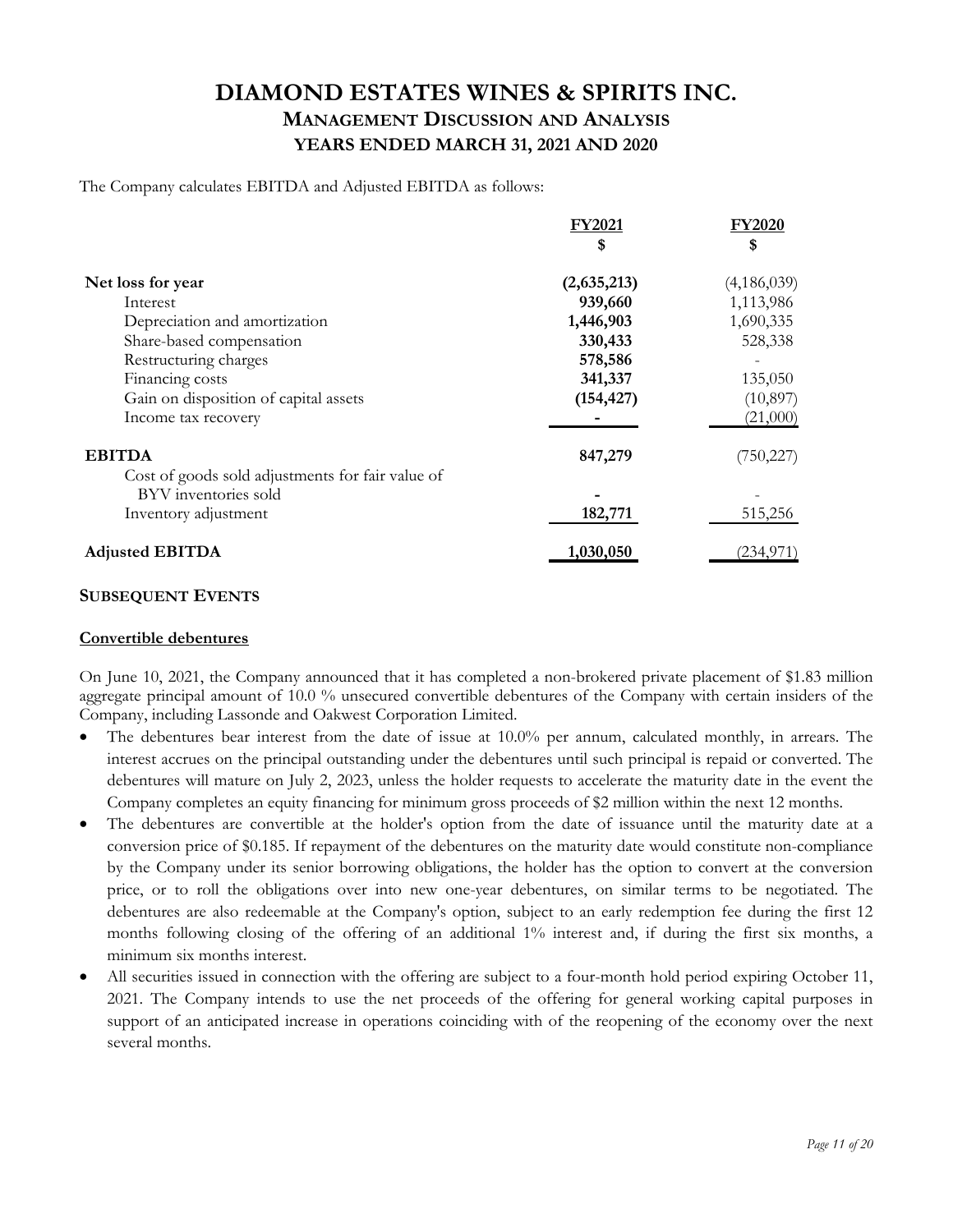# DIAMOND ESTATES WINES & SPIRITS INC.
## MANAGEMENT DISCUSSION AND ANALYSIS
### YEARS ENDED MARCH 31, 2021 AND 2020

The Company calculates EBITDA and Adjusted EBITDA as follows:

| | FY2021 | FY2020 |
|---|---|---|
| | $ | $ |
| **Net loss for year** | **(2,635,213)** | (4,186,039) |
| Interest | **939,660** | 1,113,986 |
| Depreciation and amortization | **1,446,903** | 1,690,335 |
| Share-based compensation | **330,433** | 528,338 |
| Restructuring charges | **578,586** | - |
| Financing costs | **341,337** | 135,050 |
| Gain on disposition of capital assets | **(154,427)** | (10,897) |
| Income tax recovery | **-** | (21,000) |
| **EBITDA** | **847,279** | (750,227) |
| Cost of goods sold adjustments for fair value of BYV inventories sold | **-** | - |
| Inventory adjustment | **182,771** | 515,256 |
| **Adjusted EBITDA** | **1,030,050** | (234,971) |

## SUBSEQUENT EVENTS

### Convertible debentures

On June 10, 2021, the Company announced that it has completed a non-brokered private placement of $1.83 million aggregate principal amount of 10.0 % unsecured convertible debentures of the Company with certain insiders of the Company, including Lassonde and Oakwest Corporation Limited.

- The debentures bear interest from the date of issue at 10.0% per annum, calculated monthly, in arrears. The interest accrues on the principal outstanding under the debentures until such principal is repaid or converted. The debentures will mature on July 2, 2023, unless the holder requests to accelerate the maturity date in the event the Company completes an equity financing for minimum gross proceeds of $2 million within the next 12 months.
- The debentures are convertible at the holder's option from the date of issuance until the maturity date at a conversion price of $0.185. If repayment of the debentures on the maturity date would constitute non-compliance by the Company under its senior borrowing obligations, the holder has the option to convert at the conversion price, or to roll the obligations over into new one-year debentures, on similar terms to be negotiated. The debentures are also redeemable at the Company's option, subject to an early redemption fee during the first 12 months following closing of the offering of an additional 1% interest and, if during the first six months, a minimum six months interest.
- All securities issued in connection with the offering are subject to a four-month hold period expiring October 11, 2021. The Company intends to use the net proceeds of the offering for general working capital purposes in support of an anticipated increase in operations coinciding with of the reopening of the economy over the next several months.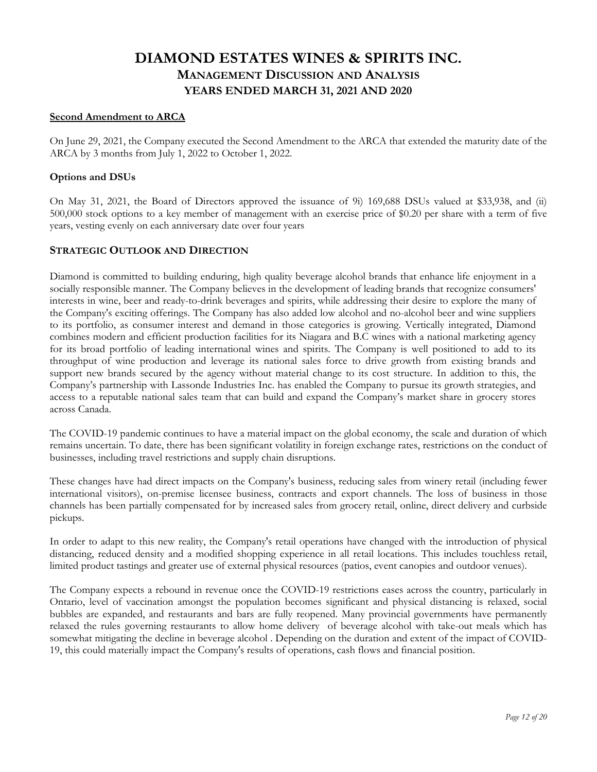### Second Amendment to ARCA

On June 29, 2021, the Company executed the Second Amendment to the ARCA that extended the maturity date of the ARCA by 3 months from July 1, 2022 to October 1, 2022.

### Options and DSUs

On May 31, 2021, the Board of Directors approved the issuance of 9i) 169,688 DSUs valued at $33,938, and (ii) 500,000 stock options to a key member of management with an exercise price of $0.20 per share with a term of five years, vesting evenly on each anniversary date over four years

## STRATEGIC OUTLOOK AND DIRECTION

Diamond is committed to building enduring, high quality beverage alcohol brands that enhance life enjoyment in a socially responsible manner. The Company believes in the development of leading brands that recognize consumers' interests in wine, beer and ready-to-drink beverages and spirits, while addressing their desire to explore the many of the Company's exciting offerings. The Company has also added low alcohol and no-alcohol beer and wine suppliers to its portfolio, as consumer interest and demand in those categories is growing. Vertically integrated, Diamond combines modern and efficient production facilities for its Niagara and B.C wines with a national marketing agency for its broad portfolio of leading international wines and spirits. The Company is well positioned to add to its throughput of wine production and leverage its national sales force to drive growth from existing brands and support new brands secured by the agency without material change to its cost structure. In addition to this, the Company's partnership with Lassonde Industries Inc. has enabled the Company to pursue its growth strategies, and access to a reputable national sales team that can build and expand the Company's market share in grocery stores across Canada.

The COVID-19 pandemic continues to have a material impact on the global economy, the scale and duration of which remains uncertain. To date, there has been significant volatility in foreign exchange rates, restrictions on the conduct of businesses, including travel restrictions and supply chain disruptions.

These changes have had direct impacts on the Company's business, reducing sales from winery retail (including fewer international visitors), on-premise licensee business, contracts and export channels. The loss of business in those channels has been partially compensated for by increased sales from grocery retail, online, direct delivery and curbside pickups.

In order to adapt to this new reality, the Company's retail operations have changed with the introduction of physical distancing, reduced density and a modified shopping experience in all retail locations. This includes touchless retail, limited product tastings and greater use of external physical resources (patios, event canopies and outdoor venues).

The Company expects a rebound in revenue once the COVID-19 restrictions eases across the country, particularly in Ontario, level of vaccination amongst the population becomes significant and physical distancing is relaxed, social bubbles are expanded, and restaurants and bars are fully reopened. Many provincial governments have permanently relaxed the rules governing restaurants to allow home delivery of beverage alcohol with take-out meals which has somewhat mitigating the decline in beverage alcohol . Depending on the duration and extent of the impact of COVID-19, this could materially impact the Company's results of operations, cash flows and financial position.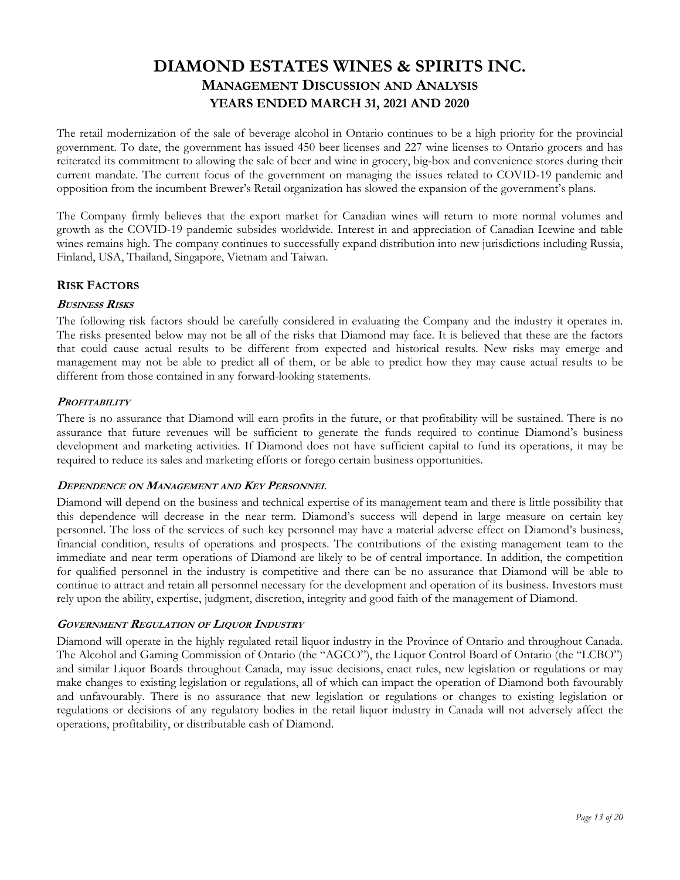The retail modernization of the sale of beverage alcohol in Ontario continues to be a high priority for the provincial government. To date, the government has issued 450 beer licenses and 227 wine licenses to Ontario grocers and has reiterated its commitment to allowing the sale of beer and wine in grocery, big-box and convenience stores during their current mandate. The current focus of the government on managing the issues related to COVID-19 pandemic and opposition from the incumbent Brewer's Retail organization has slowed the expansion of the government's plans.

The Company firmly believes that the export market for Canadian wines will return to more normal volumes and growth as the COVID-19 pandemic subsides worldwide. Interest in and appreciation of Canadian Icewine and table wines remains high. The company continues to successfully expand distribution into new jurisdictions including Russia, Finland, USA, Thailand, Singapore, Vietnam and Taiwan.

## RISK FACTORS

### *BUSINESS RISKS*

The following risk factors should be carefully considered in evaluating the Company and the industry it operates in. The risks presented below may not be all of the risks that Diamond may face. It is believed that these are the factors that could cause actual results to be different from expected and historical results. New risks may emerge and management may not be able to predict all of them, or be able to predict how they may cause actual results to be different from those contained in any forward-looking statements.

### *PROFITABILITY*

There is no assurance that Diamond will earn profits in the future, or that profitability will be sustained. There is no assurance that future revenues will be sufficient to generate the funds required to continue Diamond's business development and marketing activities. If Diamond does not have sufficient capital to fund its operations, it may be required to reduce its sales and marketing efforts or forego certain business opportunities.

### *DEPENDENCE ON MANAGEMENT AND KEY PERSONNEL*

Diamond will depend on the business and technical expertise of its management team and there is little possibility that this dependence will decrease in the near term. Diamond's success will depend in large measure on certain key personnel. The loss of the services of such key personnel may have a material adverse effect on Diamond's business, financial condition, results of operations and prospects. The contributions of the existing management team to the immediate and near term operations of Diamond are likely to be of central importance. In addition, the competition for qualified personnel in the industry is competitive and there can be no assurance that Diamond will be able to continue to attract and retain all personnel necessary for the development and operation of its business. Investors must rely upon the ability, expertise, judgment, discretion, integrity and good faith of the management of Diamond.

### *GOVERNMENT REGULATION OF LIQUOR INDUSTRY*

Diamond will operate in the highly regulated retail liquor industry in the Province of Ontario and throughout Canada. The Alcohol and Gaming Commission of Ontario (the "AGCO"), the Liquor Control Board of Ontario (the "LCBO") and similar Liquor Boards throughout Canada, may issue decisions, enact rules, new legislation or regulations or may make changes to existing legislation or regulations, all of which can impact the operation of Diamond both favourably and unfavourably. There is no assurance that new legislation or regulations or changes to existing legislation or regulations or decisions of any regulatory bodies in the retail liquor industry in Canada will not adversely affect the operations, profitability, or distributable cash of Diamond.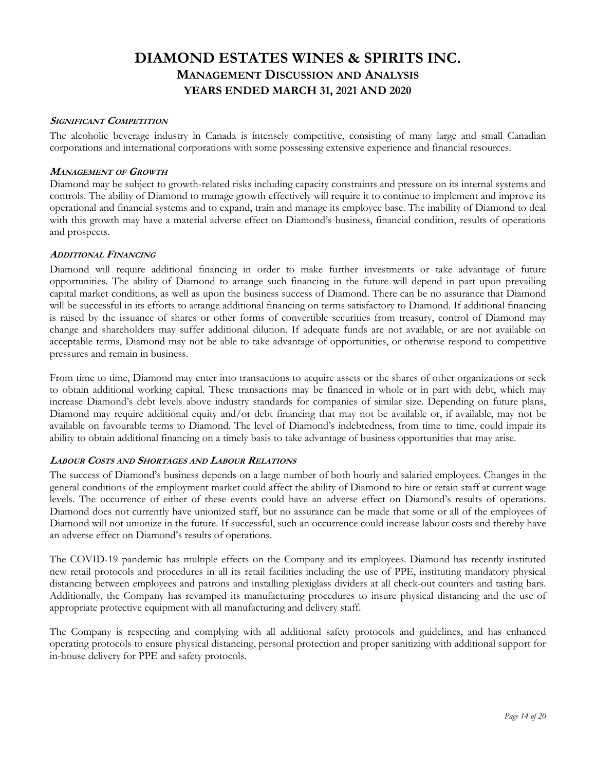#### ***Significant Competition***

The alcoholic beverage industry in Canada is intensely competitive, consisting of many large and small Canadian corporations and international corporations with some possessing extensive experience and financial resources.

#### ***Management of Growth***

Diamond may be subject to growth-related risks including capacity constraints and pressure on its internal systems and controls. The ability of Diamond to manage growth effectively will require it to continue to implement and improve its operational and financial systems and to expand, train and manage its employee base. The inability of Diamond to deal with this growth may have a material adverse effect on Diamond's business, financial condition, results of operations and prospects.

#### ***Additional Financing***

Diamond will require additional financing in order to make further investments or take advantage of future opportunities. The ability of Diamond to arrange such financing in the future will depend in part upon prevailing capital market conditions, as well as upon the business success of Diamond. There can be no assurance that Diamond will be successful in its efforts to arrange additional financing on terms satisfactory to Diamond. If additional financing is raised by the issuance of shares or other forms of convertible securities from treasury, control of Diamond may change and shareholders may suffer additional dilution. If adequate funds are not available, or are not available on acceptable terms, Diamond may not be able to take advantage of opportunities, or otherwise respond to competitive pressures and remain in business.

From time to time, Diamond may enter into transactions to acquire assets or the shares of other organizations or seek to obtain additional working capital. These transactions may be financed in whole or in part with debt, which may increase Diamond's debt levels above industry standards for companies of similar size. Depending on future plans, Diamond may require additional equity and/or debt financing that may not be available or, if available, may not be available on favourable terms to Diamond. The level of Diamond's indebtedness, from time to time, could impair its ability to obtain additional financing on a timely basis to take advantage of business opportunities that may arise.

#### ***Labour Costs and Shortages and Labour Relations***

The success of Diamond's business depends on a large number of both hourly and salaried employees. Changes in the general conditions of the employment market could affect the ability of Diamond to hire or retain staff at current wage levels. The occurrence of either of these events could have an adverse effect on Diamond's results of operations. Diamond does not currently have unionized staff, but no assurance can be made that some or all of the employees of Diamond will not unionize in the future. If successful, such an occurrence could increase labour costs and thereby have an adverse effect on Diamond's results of operations.

The COVID-19 pandemic has multiple effects on the Company and its employees. Diamond has recently instituted new retail protocols and procedures in all its retail facilities including the use of PPE, instituting mandatory physical distancing between employees and patrons and installing plexiglass dividers at all check-out counters and tasting bars. Additionally, the Company has revamped its manufacturing procedures to insure physical distancing and the use of appropriate protective equipment with all manufacturing and delivery staff.

The Company is respecting and complying with all additional safety protocols and guidelines, and has enhanced operating protocols to ensure physical distancing, personal protection and proper sanitizing with additional support for in-house delivery for PPE and safety protocols.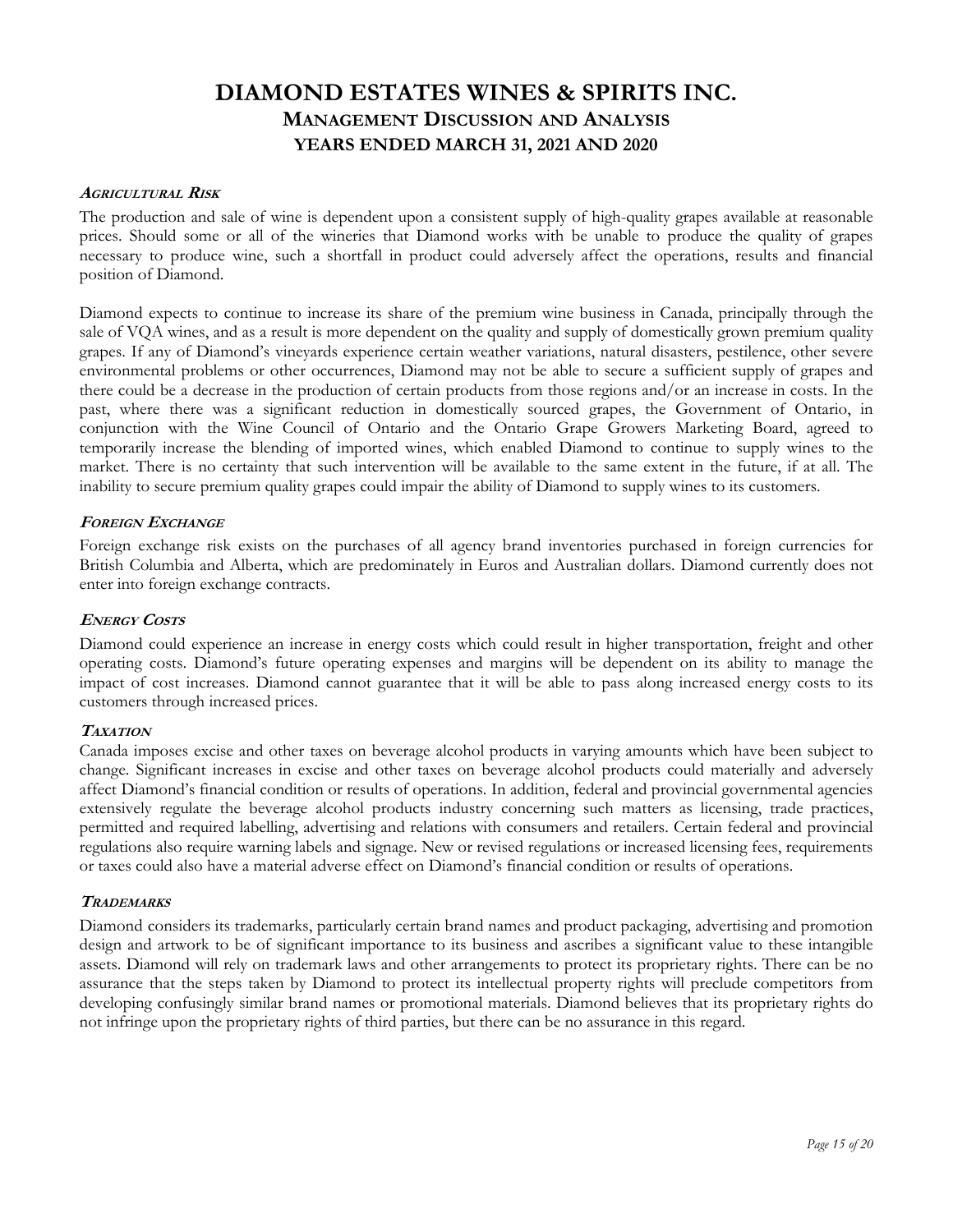#### *Agricultural Risk*

The production and sale of wine is dependent upon a consistent supply of high-quality grapes available at reasonable prices. Should some or all of the wineries that Diamond works with be unable to produce the quality of grapes necessary to produce wine, such a shortfall in product could adversely affect the operations, results and financial position of Diamond.

Diamond expects to continue to increase its share of the premium wine business in Canada, principally through the sale of VQA wines, and as a result is more dependent on the quality and supply of domestically grown premium quality grapes. If any of Diamond's vineyards experience certain weather variations, natural disasters, pestilence, other severe environmental problems or other occurrences, Diamond may not be able to secure a sufficient supply of grapes and there could be a decrease in the production of certain products from those regions and/or an increase in costs. In the past, where there was a significant reduction in domestically sourced grapes, the Government of Ontario, in conjunction with the Wine Council of Ontario and the Ontario Grape Growers Marketing Board, agreed to temporarily increase the blending of imported wines, which enabled Diamond to continue to supply wines to the market. There is no certainty that such intervention will be available to the same extent in the future, if at all. The inability to secure premium quality grapes could impair the ability of Diamond to supply wines to its customers.

#### *Foreign Exchange*

Foreign exchange risk exists on the purchases of all agency brand inventories purchased in foreign currencies for British Columbia and Alberta, which are predominately in Euros and Australian dollars. Diamond currently does not enter into foreign exchange contracts.

#### *Energy Costs*

Diamond could experience an increase in energy costs which could result in higher transportation, freight and other operating costs. Diamond's future operating expenses and margins will be dependent on its ability to manage the impact of cost increases. Diamond cannot guarantee that it will be able to pass along increased energy costs to its customers through increased prices.

#### *Taxation*

Canada imposes excise and other taxes on beverage alcohol products in varying amounts which have been subject to change. Significant increases in excise and other taxes on beverage alcohol products could materially and adversely affect Diamond's financial condition or results of operations. In addition, federal and provincial governmental agencies extensively regulate the beverage alcohol products industry concerning such matters as licensing, trade practices, permitted and required labelling, advertising and relations with consumers and retailers. Certain federal and provincial regulations also require warning labels and signage. New or revised regulations or increased licensing fees, requirements or taxes could also have a material adverse effect on Diamond's financial condition or results of operations.

#### *Trademarks*

Diamond considers its trademarks, particularly certain brand names and product packaging, advertising and promotion design and artwork to be of significant importance to its business and ascribes a significant value to these intangible assets. Diamond will rely on trademark laws and other arrangements to protect its proprietary rights. There can be no assurance that the steps taken by Diamond to protect its intellectual property rights will preclude competitors from developing confusingly similar brand names or promotional materials. Diamond believes that its proprietary rights do not infringe upon the proprietary rights of third parties, but there can be no assurance in this regard.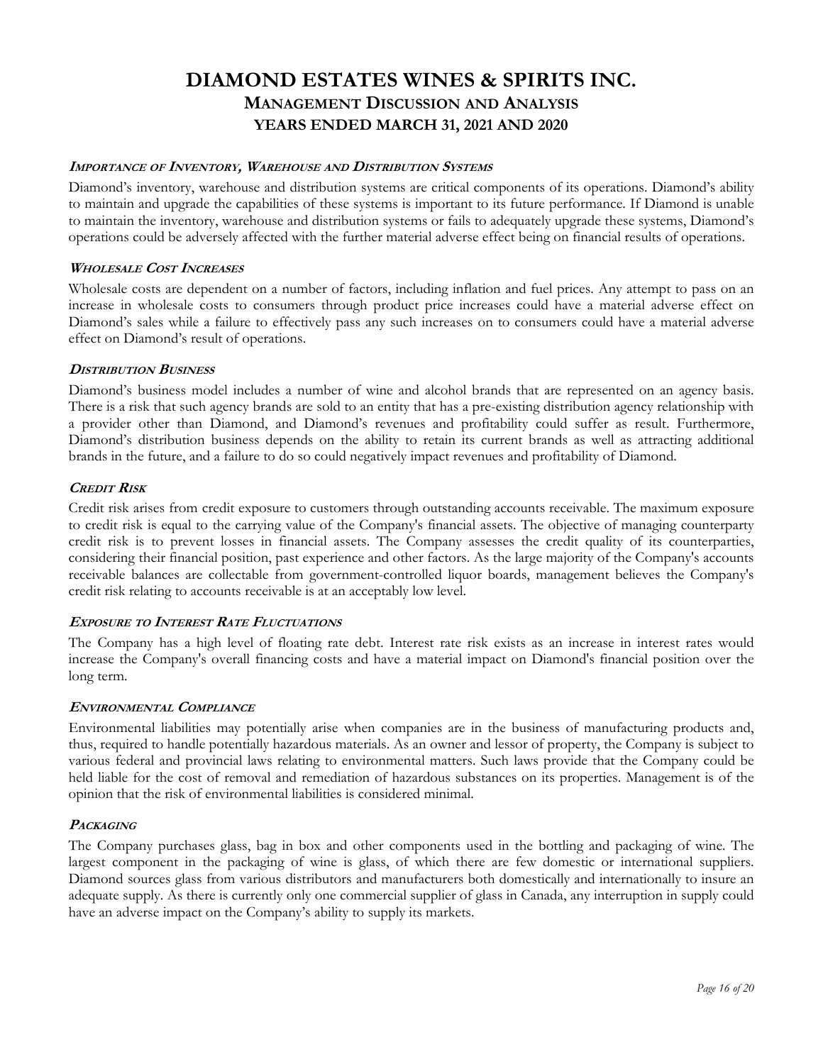##### *Importance of Inventory, Warehouse and Distribution Systems*

Diamond's inventory, warehouse and distribution systems are critical components of its operations. Diamond's ability to maintain and upgrade the capabilities of these systems is important to its future performance. If Diamond is unable to maintain the inventory, warehouse and distribution systems or fails to adequately upgrade these systems, Diamond's operations could be adversely affected with the further material adverse effect being on financial results of operations.

##### *Wholesale Cost Increases*

Wholesale costs are dependent on a number of factors, including inflation and fuel prices. Any attempt to pass on an increase in wholesale costs to consumers through product price increases could have a material adverse effect on Diamond's sales while a failure to effectively pass any such increases on to consumers could have a material adverse effect on Diamond's result of operations.

##### *Distribution Business*

Diamond's business model includes a number of wine and alcohol brands that are represented on an agency basis. There is a risk that such agency brands are sold to an entity that has a pre-existing distribution agency relationship with a provider other than Diamond, and Diamond's revenues and profitability could suffer as result. Furthermore, Diamond's distribution business depends on the ability to retain its current brands as well as attracting additional brands in the future, and a failure to do so could negatively impact revenues and profitability of Diamond.

##### *Credit Risk*

Credit risk arises from credit exposure to customers through outstanding accounts receivable. The maximum exposure to credit risk is equal to the carrying value of the Company's financial assets. The objective of managing counterparty credit risk is to prevent losses in financial assets. The Company assesses the credit quality of its counterparties, considering their financial position, past experience and other factors. As the large majority of the Company's accounts receivable balances are collectable from government-controlled liquor boards, management believes the Company's credit risk relating to accounts receivable is at an acceptably low level.

##### *Exposure to Interest Rate Fluctuations*

The Company has a high level of floating rate debt. Interest rate risk exists as an increase in interest rates would increase the Company's overall financing costs and have a material impact on Diamond's financial position over the long term.

##### *Environmental Compliance*

Environmental liabilities may potentially arise when companies are in the business of manufacturing products and, thus, required to handle potentially hazardous materials. As an owner and lessor of property, the Company is subject to various federal and provincial laws relating to environmental matters. Such laws provide that the Company could be held liable for the cost of removal and remediation of hazardous substances on its properties. Management is of the opinion that the risk of environmental liabilities is considered minimal.

##### *Packaging*

The Company purchases glass, bag in box and other components used in the bottling and packaging of wine. The largest component in the packaging of wine is glass, of which there are few domestic or international suppliers. Diamond sources glass from various distributors and manufacturers both domestically and internationally to insure an adequate supply. As there is currently only one commercial supplier of glass in Canada, any interruption in supply could have an adverse impact on the Company's ability to supply its markets.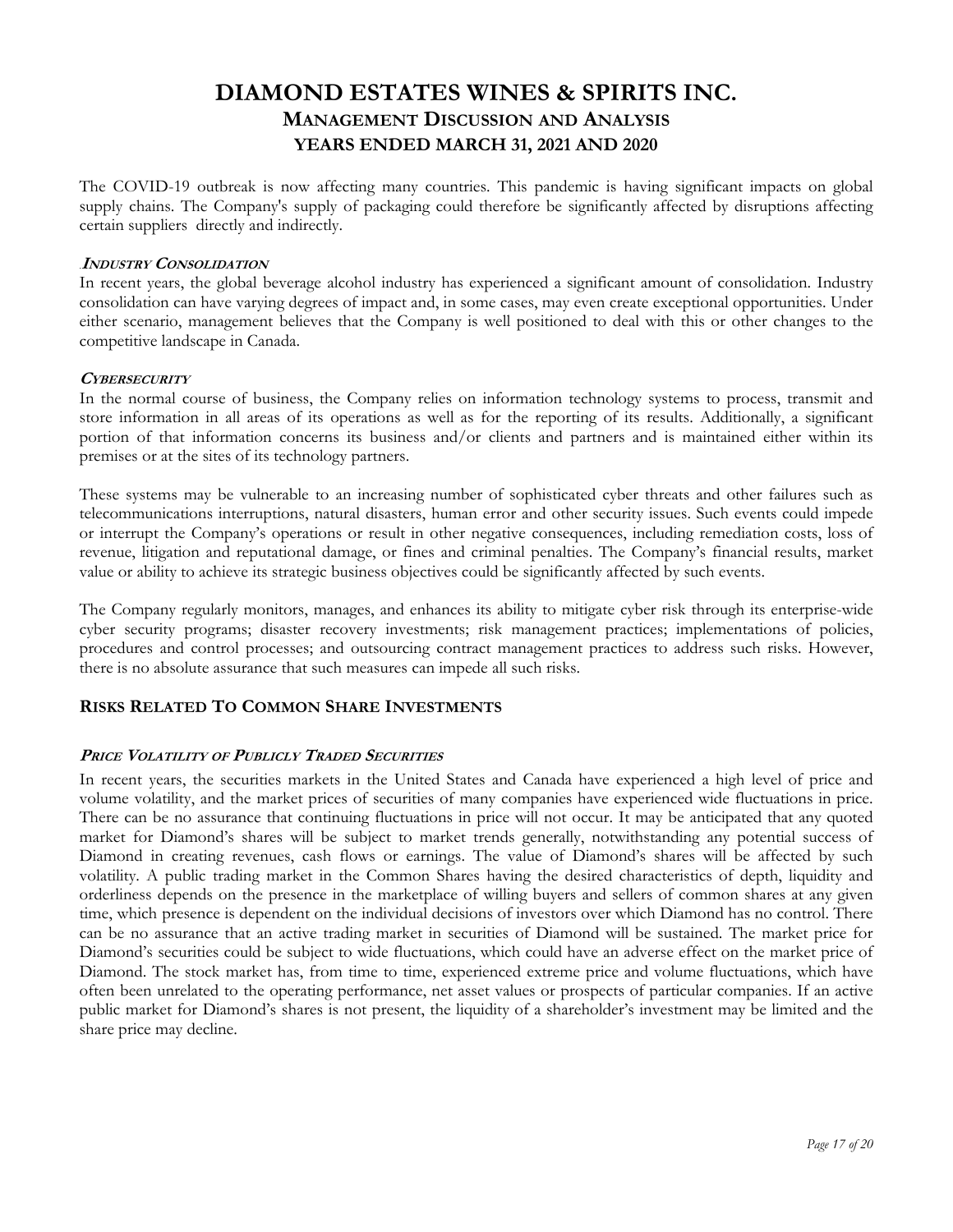The COVID-19 outbreak is now affecting many countries. This pandemic is having significant impacts on global supply chains. The Company's supply of packaging could therefore be significantly affected by disruptions affecting certain suppliers directly and indirectly.

#### *INDUSTRY CONSOLIDATION*

In recent years, the global beverage alcohol industry has experienced a significant amount of consolidation. Industry consolidation can have varying degrees of impact and, in some cases, may even create exceptional opportunities. Under either scenario, management believes that the Company is well positioned to deal with this or other changes to the competitive landscape in Canada.

#### *CYBERSECURITY*

In the normal course of business, the Company relies on information technology systems to process, transmit and store information in all areas of its operations as well as for the reporting of its results. Additionally, a significant portion of that information concerns its business and/or clients and partners and is maintained either within its premises or at the sites of its technology partners.

These systems may be vulnerable to an increasing number of sophisticated cyber threats and other failures such as telecommunications interruptions, natural disasters, human error and other security issues. Such events could impede or interrupt the Company's operations or result in other negative consequences, including remediation costs, loss of revenue, litigation and reputational damage, or fines and criminal penalties. The Company's financial results, market value or ability to achieve its strategic business objectives could be significantly affected by such events.

The Company regularly monitors, manages, and enhances its ability to mitigate cyber risk through its enterprise-wide cyber security programs; disaster recovery investments; risk management practices; implementations of policies, procedures and control processes; and outsourcing contract management practices to address such risks. However, there is no absolute assurance that such measures can impede all such risks.

### RISKS RELATED TO COMMON SHARE INVESTMENTS

#### *PRICE VOLATILITY OF PUBLICLY TRADED SECURITIES*

In recent years, the securities markets in the United States and Canada have experienced a high level of price and volume volatility, and the market prices of securities of many companies have experienced wide fluctuations in price. There can be no assurance that continuing fluctuations in price will not occur. It may be anticipated that any quoted market for Diamond's shares will be subject to market trends generally, notwithstanding any potential success of Diamond in creating revenues, cash flows or earnings. The value of Diamond's shares will be affected by such volatility. A public trading market in the Common Shares having the desired characteristics of depth, liquidity and orderliness depends on the presence in the marketplace of willing buyers and sellers of common shares at any given time, which presence is dependent on the individual decisions of investors over which Diamond has no control. There can be no assurance that an active trading market in securities of Diamond will be sustained. The market price for Diamond's securities could be subject to wide fluctuations, which could have an adverse effect on the market price of Diamond. The stock market has, from time to time, experienced extreme price and volume fluctuations, which have often been unrelated to the operating performance, net asset values or prospects of particular companies. If an active public market for Diamond's shares is not present, the liquidity of a shareholder's investment may be limited and the share price may decline.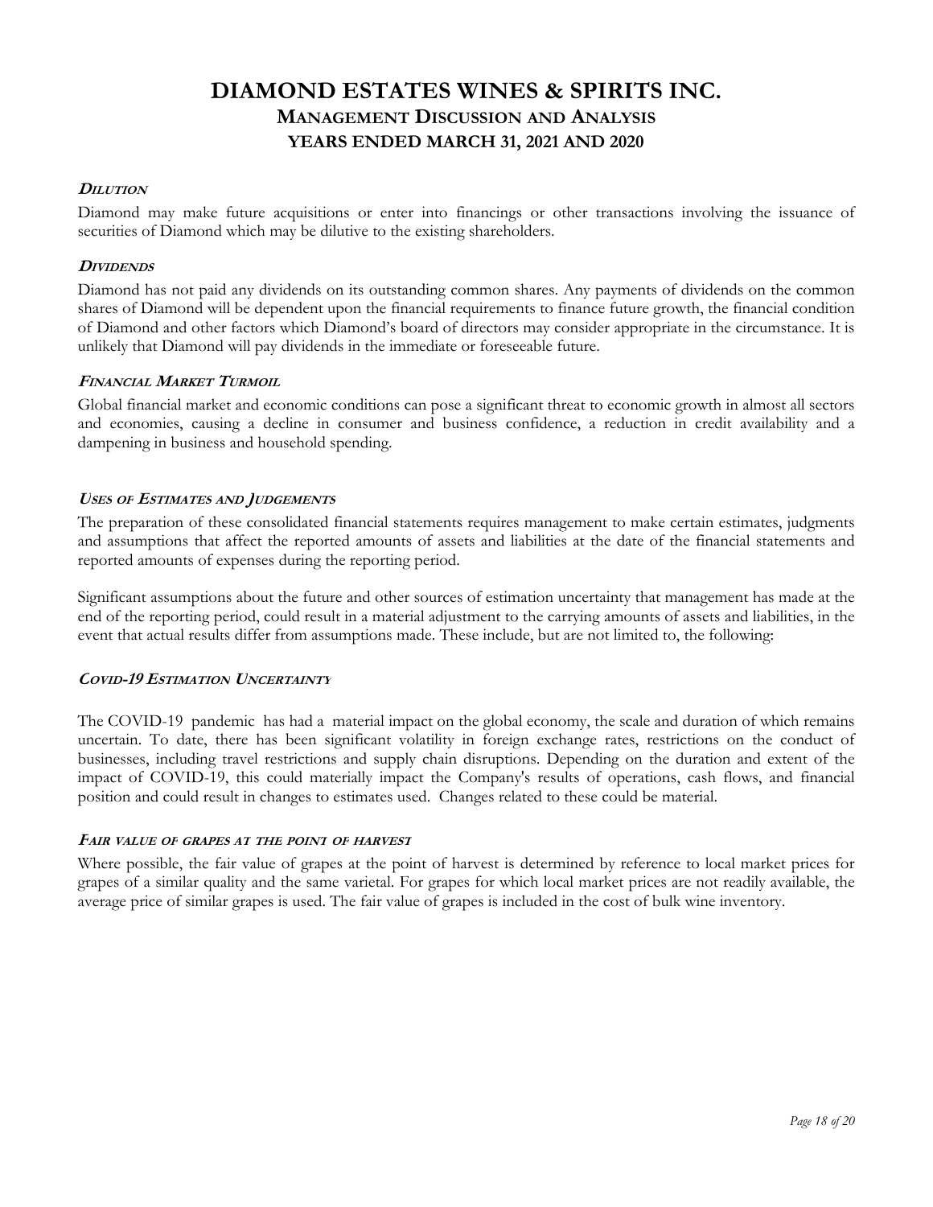### *Dilution*

Diamond may make future acquisitions or enter into financings or other transactions involving the issuance of securities of Diamond which may be dilutive to the existing shareholders.

### *Dividends*

Diamond has not paid any dividends on its outstanding common shares. Any payments of dividends on the common shares of Diamond will be dependent upon the financial requirements to finance future growth, the financial condition of Diamond and other factors which Diamond's board of directors may consider appropriate in the circumstance. It is unlikely that Diamond will pay dividends in the immediate or foreseeable future.

### *Financial Market Turmoil*

Global financial market and economic conditions can pose a significant threat to economic growth in almost all sectors and economies, causing a decline in consumer and business confidence, a reduction in credit availability and a dampening in business and household spending.

### *Uses of Estimates and Judgements*

The preparation of these consolidated financial statements requires management to make certain estimates, judgments and assumptions that affect the reported amounts of assets and liabilities at the date of the financial statements and reported amounts of expenses during the reporting period.

Significant assumptions about the future and other sources of estimation uncertainty that management has made at the end of the reporting period, could result in a material adjustment to the carrying amounts of assets and liabilities, in the event that actual results differ from assumptions made. These include, but are not limited to, the following:

### *Covid-19 Estimation Uncertainty*

The COVID-19 pandemic has had a material impact on the global economy, the scale and duration of which remains uncertain. To date, there has been significant volatility in foreign exchange rates, restrictions on the conduct of businesses, including travel restrictions and supply chain disruptions. Depending on the duration and extent of the impact of COVID-19, this could materially impact the Company's results of operations, cash flows, and financial position and could result in changes to estimates used. Changes related to these could be material.

### *Fair value of grapes at the point of harvest*

Where possible, the fair value of grapes at the point of harvest is determined by reference to local market prices for grapes of a similar quality and the same varietal. For grapes for which local market prices are not readily available, the average price of similar grapes is used. The fair value of grapes is included in the cost of bulk wine inventory.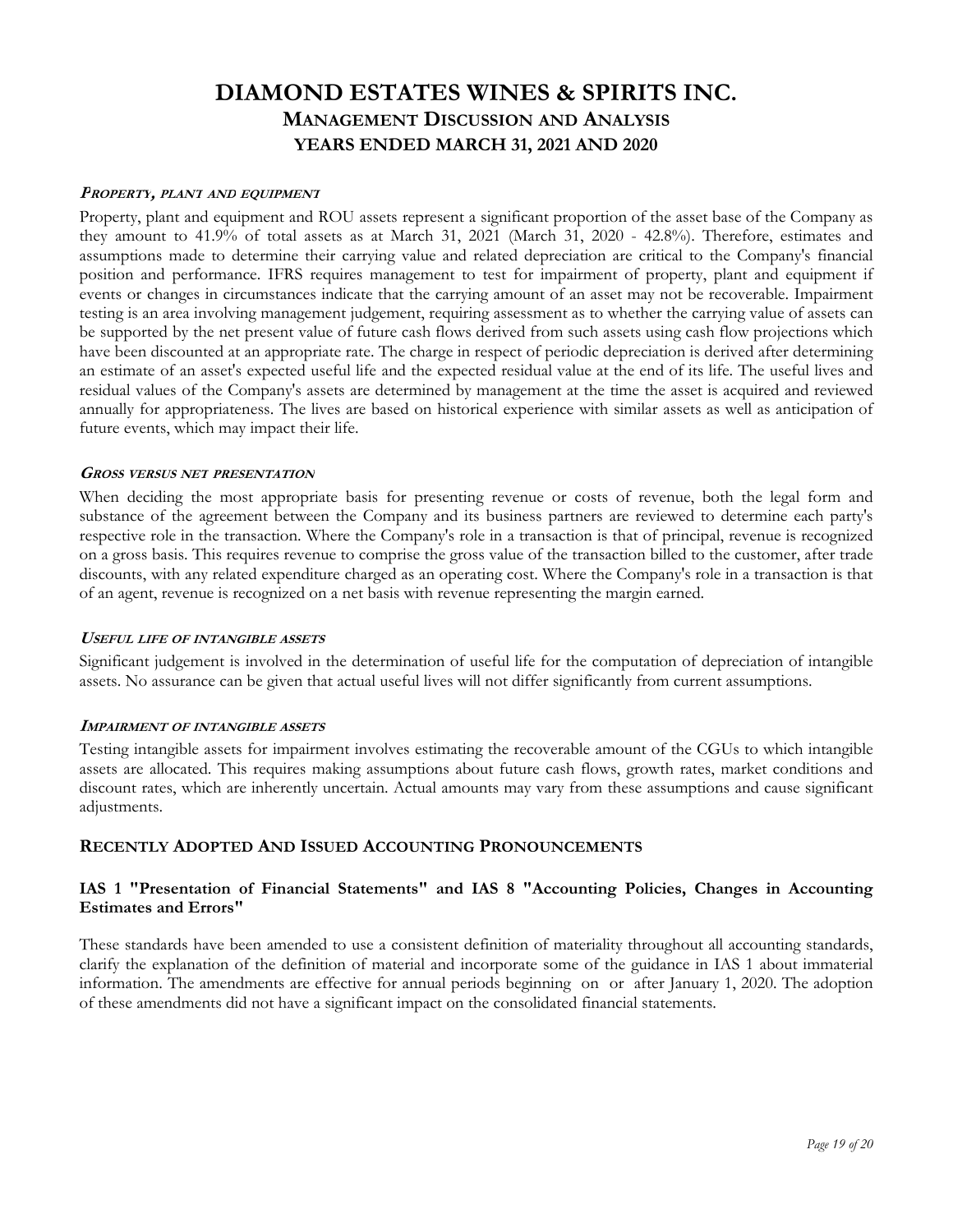***Property, plant and equipment***

Property, plant and equipment and ROU assets represent a significant proportion of the asset base of the Company as they amount to 41.9% of total assets as at March 31, 2021 (March 31, 2020 - 42.8%). Therefore, estimates and assumptions made to determine their carrying value and related depreciation are critical to the Company's financial position and performance. IFRS requires management to test for impairment of property, plant and equipment if events or changes in circumstances indicate that the carrying amount of an asset may not be recoverable. Impairment testing is an area involving management judgement, requiring assessment as to whether the carrying value of assets can be supported by the net present value of future cash flows derived from such assets using cash flow projections which have been discounted at an appropriate rate. The charge in respect of periodic depreciation is derived after determining an estimate of an asset's expected useful life and the expected residual value at the end of its life. The useful lives and residual values of the Company's assets are determined by management at the time the asset is acquired and reviewed annually for appropriateness. The lives are based on historical experience with similar assets as well as anticipation of future events, which may impact their life.

***Gross versus net presentation***

When deciding the most appropriate basis for presenting revenue or costs of revenue, both the legal form and substance of the agreement between the Company and its business partners are reviewed to determine each party's respective role in the transaction. Where the Company's role in a transaction is that of principal, revenue is recognized on a gross basis. This requires revenue to comprise the gross value of the transaction billed to the customer, after trade discounts, with any related expenditure charged as an operating cost. Where the Company's role in a transaction is that of an agent, revenue is recognized on a net basis with revenue representing the margin earned.

***Useful life of intangible assets***

Significant judgement is involved in the determination of useful life for the computation of depreciation of intangible assets. No assurance can be given that actual useful lives will not differ significantly from current assumptions.

***Impairment of intangible assets***

Testing intangible assets for impairment involves estimating the recoverable amount of the CGUs to which intangible assets are allocated. This requires making assumptions about future cash flows, growth rates, market conditions and discount rates, which are inherently uncertain. Actual amounts may vary from these assumptions and cause significant adjustments.

## Recently Adopted And Issued Accounting Pronouncements

### IAS 1 "Presentation of Financial Statements" and IAS 8 "Accounting Policies, Changes in Accounting Estimates and Errors"

These standards have been amended to use a consistent definition of materiality throughout all accounting standards, clarify the explanation of the definition of material and incorporate some of the guidance in IAS 1 about immaterial information. The amendments are effective for annual periods beginning on or after January 1, 2020. The adoption of these amendments did not have a significant impact on the consolidated financial statements.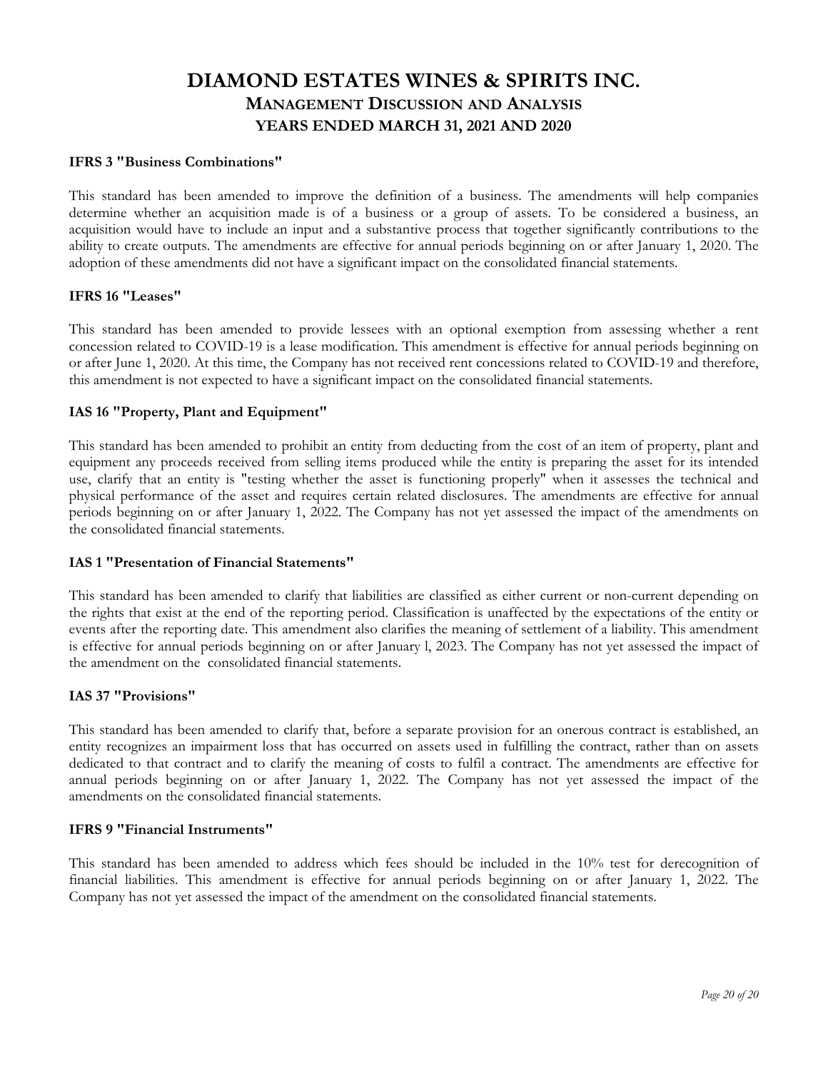### IFRS 3 "Business Combinations"

This standard has been amended to improve the definition of a business. The amendments will help companies determine whether an acquisition made is of a business or a group of assets. To be considered a business, an acquisition would have to include an input and a substantive process that together significantly contributions to the ability to create outputs. The amendments are effective for annual periods beginning on or after January 1, 2020. The adoption of these amendments did not have a significant impact on the consolidated financial statements.

### IFRS 16 "Leases"

This standard has been amended to provide lessees with an optional exemption from assessing whether a rent concession related to COVID-19 is a lease modification. This amendment is effective for annual periods beginning on or after June 1, 2020. At this time, the Company has not received rent concessions related to COVID-19 and therefore, this amendment is not expected to have a significant impact on the consolidated financial statements.

### IAS 16 "Property, Plant and Equipment"

This standard has been amended to prohibit an entity from deducting from the cost of an item of property, plant and equipment any proceeds received from selling items produced while the entity is preparing the asset for its intended use, clarify that an entity is "testing whether the asset is functioning properly" when it assesses the technical and physical performance of the asset and requires certain related disclosures. The amendments are effective for annual periods beginning on or after January 1, 2022. The Company has not yet assessed the impact of the amendments on the consolidated financial statements.

### IAS 1 "Presentation of Financial Statements"

This standard has been amended to clarify that liabilities are classified as either current or non-current depending on the rights that exist at the end of the reporting period. Classification is unaffected by the expectations of the entity or events after the reporting date. This amendment also clarifies the meaning of settlement of a liability. This amendment is effective for annual periods beginning on or after January l, 2023. The Company has not yet assessed the impact of the amendment on the consolidated financial statements.

### IAS 37 "Provisions"

This standard has been amended to clarify that, before a separate provision for an onerous contract is established, an entity recognizes an impairment loss that has occurred on assets used in fulfilling the contract, rather than on assets dedicated to that contract and to clarify the meaning of costs to fulfil a contract. The amendments are effective for annual periods beginning on or after January 1, 2022. The Company has not yet assessed the impact of the amendments on the consolidated financial statements.

### IFRS 9 "Financial Instruments"

This standard has been amended to address which fees should be included in the 10% test for derecognition of financial liabilities. This amendment is effective for annual periods beginning on or after January 1, 2022. The Company has not yet assessed the impact of the amendment on the consolidated financial statements.